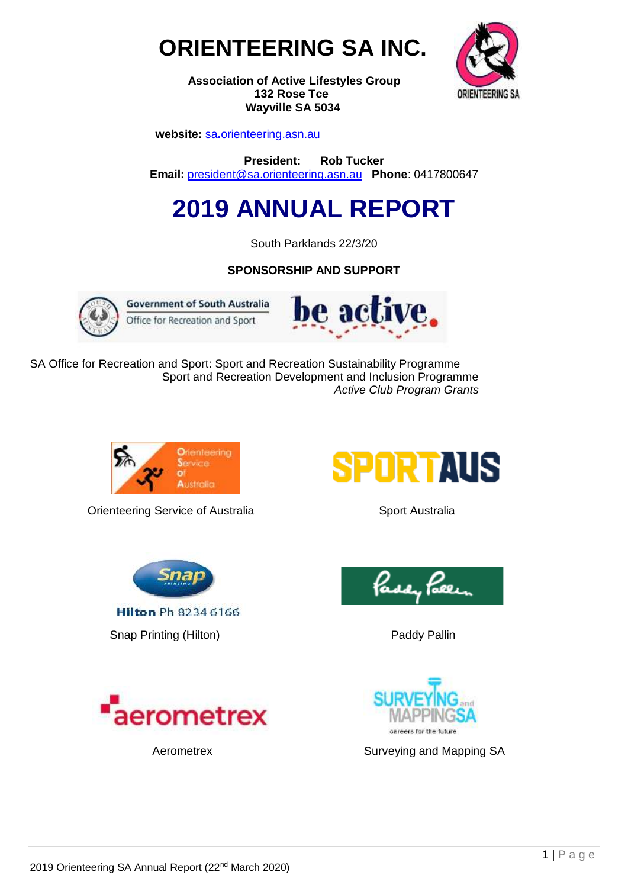# ORIENTEERING SA INC.

**Association of Active Lifestyles Group**
**132 Rose Tce**
**Wayville SA 5034**

**website:** sa.orienteering.asn.au

**President: Rob Tucker**
**Email:** president@sa.orienteering.asn.au **Phone**: 0417800647

# 2019 ANNUAL REPORT

South Parklands 22/3/20

**SPONSORSHIP AND SUPPORT**

SA Office for Recreation and Sport: Sport and Recreation Sustainability Programme
Sport and Recreation Development and Inclusion Programme
*Active Club Program Grants*

Orienteering Service of Australia

Sport Australia

Snap Printing (Hilton)

Paddy Pallin

Aerometrex

Surveying and Mapping SA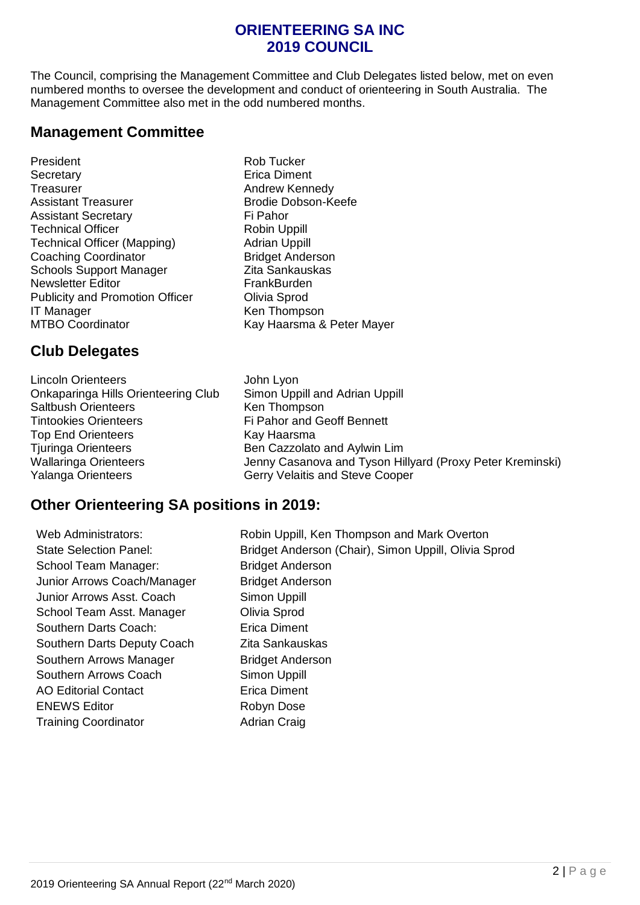# ORIENTEERING SA INC
# 2019 COUNCIL

The Council, comprising the Management Committee and Club Delegates listed below, met on even numbered months to oversee the development and conduct of orienteering in South Australia. The Management Committee also met in the odd numbered months.

## Management Committee

| | |
|---|---|
| President | Rob Tucker |
| Secretary | Erica Diment |
| Treasurer | Andrew Kennedy |
| Assistant Treasurer | Brodie Dobson-Keefe |
| Assistant Secretary | Fi Pahor |
| Technical Officer | Robin Uppill |
| Technical Officer (Mapping) | Adrian Uppill |
| Coaching Coordinator | Bridget Anderson |
| Schools Support Manager | Zita Sankauskas |
| Newsletter Editor | FrankBurden |
| Publicity and Promotion Officer | Olivia Sprod |
| IT Manager | Ken Thompson |
| MTBO Coordinator | Kay Haarsma & Peter Mayer |

## Club Delegates

| | |
|---|---|
| Lincoln Orienteers | John Lyon |
| Onkaparinga Hills Orienteering Club | Simon Uppill and Adrian Uppill |
| Saltbush Orienteers | Ken Thompson |
| Tintookies Orienteers | Fi Pahor and Geoff Bennett |
| Top End Orienteers | Kay Haarsma |
| Tjuringa Orienteers | Ben Cazzolato and Aylwin Lim |
| Wallaringa Orienteers | Jenny Casanova and Tyson Hillyard (Proxy Peter Kreminski) |
| Yalanga Orienteers | Gerry Velaitis and Steve Cooper |

## Other Orienteering SA positions in 2019:

| | |
|---|---|
| Web Administrators: | Robin Uppill, Ken Thompson and Mark Overton |
| State Selection Panel: | Bridget Anderson (Chair), Simon Uppill, Olivia Sprod |
| School Team Manager: | Bridget Anderson |
| Junior Arrows Coach/Manager | Bridget Anderson |
| Junior Arrows Asst. Coach | Simon Uppill |
| School Team Asst. Manager | Olivia Sprod |
| Southern Darts Coach: | Erica Diment |
| Southern Darts Deputy Coach | Zita Sankauskas |
| Southern Arrows Manager | Bridget Anderson |
| Southern Arrows Coach | Simon Uppill |
| AO Editorial Contact | Erica Diment |
| ENEWS Editor | Robyn Dose |
| Training Coordinator | Adrian Craig |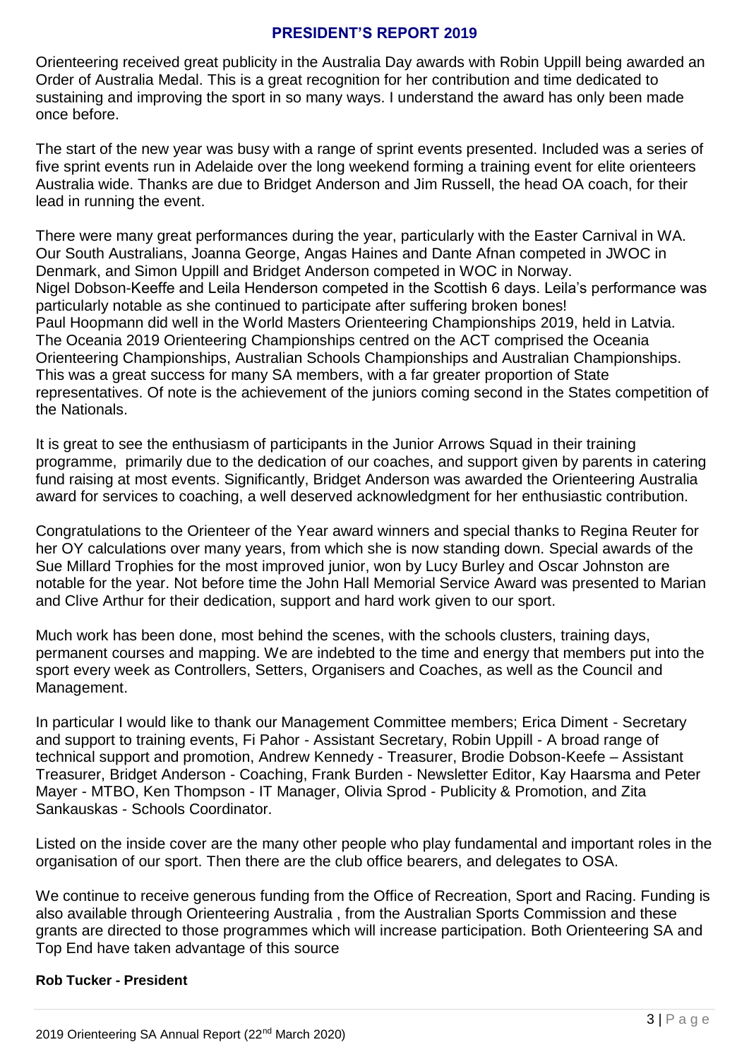## PRESIDENT'S REPORT 2019

Orienteering received great publicity in the Australia Day awards with Robin Uppill being awarded an Order of Australia Medal. This is a great recognition for her contribution and time dedicated to sustaining and improving the sport in so many ways. I understand the award has only been made once before.

The start of the new year was busy with a range of sprint events presented. Included was a series of five sprint events run in Adelaide over the long weekend forming a training event for elite orienteers Australia wide. Thanks are due to Bridget Anderson and Jim Russell, the head OA coach, for their lead in running the event.

There were many great performances during the year, particularly with the Easter Carnival in WA. Our South Australians, Joanna George, Angas Haines and Dante Afnan competed in JWOC in Denmark, and Simon Uppill and Bridget Anderson competed in WOC in Norway.
Nigel Dobson-Keeffe and Leila Henderson competed in the Scottish 6 days. Leila's performance was particularly notable as she continued to participate after suffering broken bones!
Paul Hoopmann did well in the World Masters Orienteering Championships 2019, held in Latvia.
The Oceania 2019 Orienteering Championships centred on the ACT comprised the Oceania Orienteering Championships, Australian Schools Championships and Australian Championships. This was a great success for many SA members, with a far greater proportion of State representatives. Of note is the achievement of the juniors coming second in the States competition of the Nationals.

It is great to see the enthusiasm of participants in the Junior Arrows Squad in their training programme, primarily due to the dedication of our coaches, and support given by parents in catering fund raising at most events. Significantly, Bridget Anderson was awarded the Orienteering Australia award for services to coaching, a well deserved acknowledgment for her enthusiastic contribution.

Congratulations to the Orienteer of the Year award winners and special thanks to Regina Reuter for her OY calculations over many years, from which she is now standing down. Special awards of the Sue Millard Trophies for the most improved junior, won by Lucy Burley and Oscar Johnston are notable for the year. Not before time the John Hall Memorial Service Award was presented to Marian and Clive Arthur for their dedication, support and hard work given to our sport.

Much work has been done, most behind the scenes, with the schools clusters, training days, permanent courses and mapping. We are indebted to the time and energy that members put into the sport every week as Controllers, Setters, Organisers and Coaches, as well as the Council and Management.

In particular I would like to thank our Management Committee members; Erica Diment - Secretary and support to training events, Fi Pahor - Assistant Secretary, Robin Uppill - A broad range of technical support and promotion, Andrew Kennedy - Treasurer, Brodie Dobson-Keefe – Assistant Treasurer, Bridget Anderson - Coaching, Frank Burden - Newsletter Editor, Kay Haarsma and Peter Mayer - MTBO, Ken Thompson - IT Manager, Olivia Sprod - Publicity & Promotion, and Zita Sankauskas - Schools Coordinator.

Listed on the inside cover are the many other people who play fundamental and important roles in the organisation of our sport. Then there are the club office bearers, and delegates to OSA.

We continue to receive generous funding from the Office of Recreation, Sport and Racing. Funding is also available through Orienteering Australia , from the Australian Sports Commission and these grants are directed to those programmes which will increase participation. Both Orienteering SA and Top End have taken advantage of this source

**Rob Tucker - President**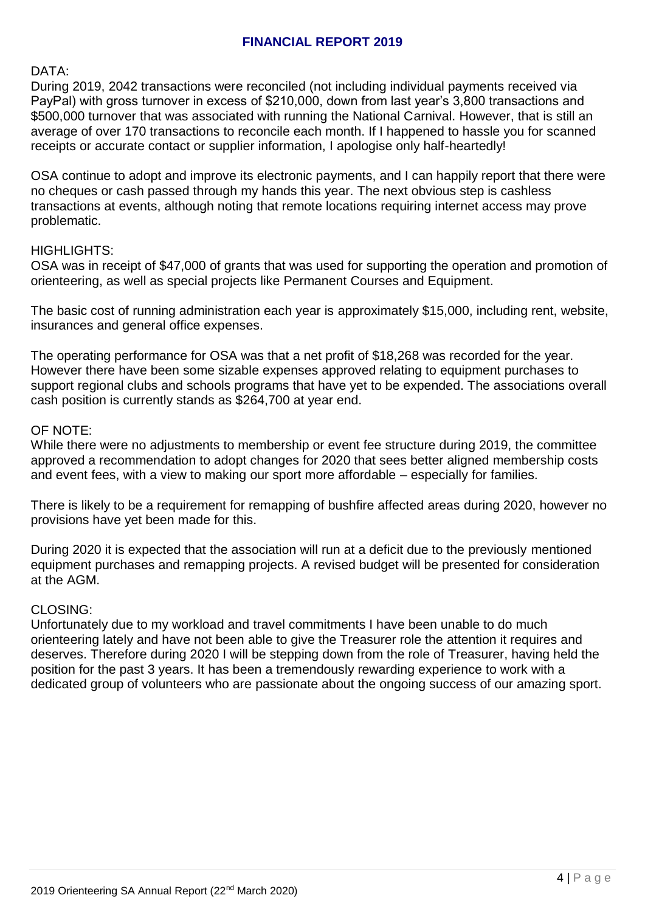# FINANCIAL REPORT 2019

DATA:

During 2019, 2042 transactions were reconciled (not including individual payments received via PayPal) with gross turnover in excess of $210,000, down from last year's 3,800 transactions and $500,000 turnover that was associated with running the National Carnival. However, that is still an average of over 170 transactions to reconcile each month. If I happened to hassle you for scanned receipts or accurate contact or supplier information, I apologise only half-heartedly!

OSA continue to adopt and improve its electronic payments, and I can happily report that there were no cheques or cash passed through my hands this year. The next obvious step is cashless transactions at events, although noting that remote locations requiring internet access may prove problematic.

HIGHLIGHTS:

OSA was in receipt of $47,000 of grants that was used for supporting the operation and promotion of orienteering, as well as special projects like Permanent Courses and Equipment.

The basic cost of running administration each year is approximately $15,000, including rent, website, insurances and general office expenses.

The operating performance for OSA was that a net profit of $18,268 was recorded for the year. However there have been some sizable expenses approved relating to equipment purchases to support regional clubs and schools programs that have yet to be expended. The associations overall cash position is currently stands as $264,700 at year end.

OF NOTE:

While there were no adjustments to membership or event fee structure during 2019, the committee approved a recommendation to adopt changes for 2020 that sees better aligned membership costs and event fees, with a view to making our sport more affordable – especially for families.

There is likely to be a requirement for remapping of bushfire affected areas during 2020, however no provisions have yet been made for this.

During 2020 it is expected that the association will run at a deficit due to the previously mentioned equipment purchases and remapping projects. A revised budget will be presented for consideration at the AGM.

CLOSING:

Unfortunately due to my workload and travel commitments I have been unable to do much orienteering lately and have not been able to give the Treasurer role the attention it requires and deserves. Therefore during 2020 I will be stepping down from the role of Treasurer, having held the position for the past 3 years. It has been a tremendously rewarding experience to work with a dedicated group of volunteers who are passionate about the ongoing success of our amazing sport.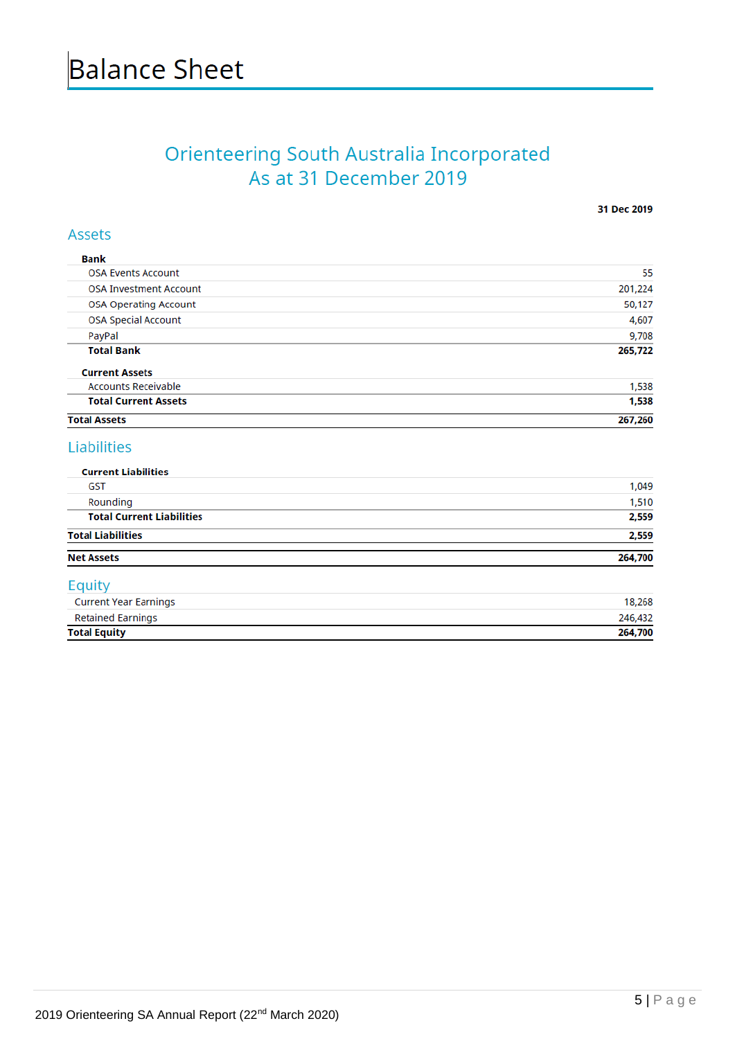# Balance Sheet

## Orienteering South Australia Incorporated
## As at 31 December 2019

| | 31 Dec 2019 |
|---|---|
| **Assets** | |
| **Bank** | |
| OSA Events Account | 55 |
| OSA Investment Account | 201,224 |
| OSA Operating Account | 50,127 |
| OSA Special Account | 4,607 |
| PayPal | 9,708 |
| **Total Bank** | **265,722** |
| **Current Assets** | |
| Accounts Receivable | 1,538 |
| **Total Current Assets** | **1,538** |
| **Total Assets** | **267,260** |
| **Liabilities** | |
| **Current Liabilities** | |
| GST | 1,049 |
| Rounding | 1,510 |
| **Total Current Liabilities** | **2,559** |
| **Total Liabilities** | **2,559** |
| **Net Assets** | **264,700** |
| **Equity** | |
| Current Year Earnings | 18,268 |
| Retained Earnings | 246,432 |
| **Total Equity** | **264,700** |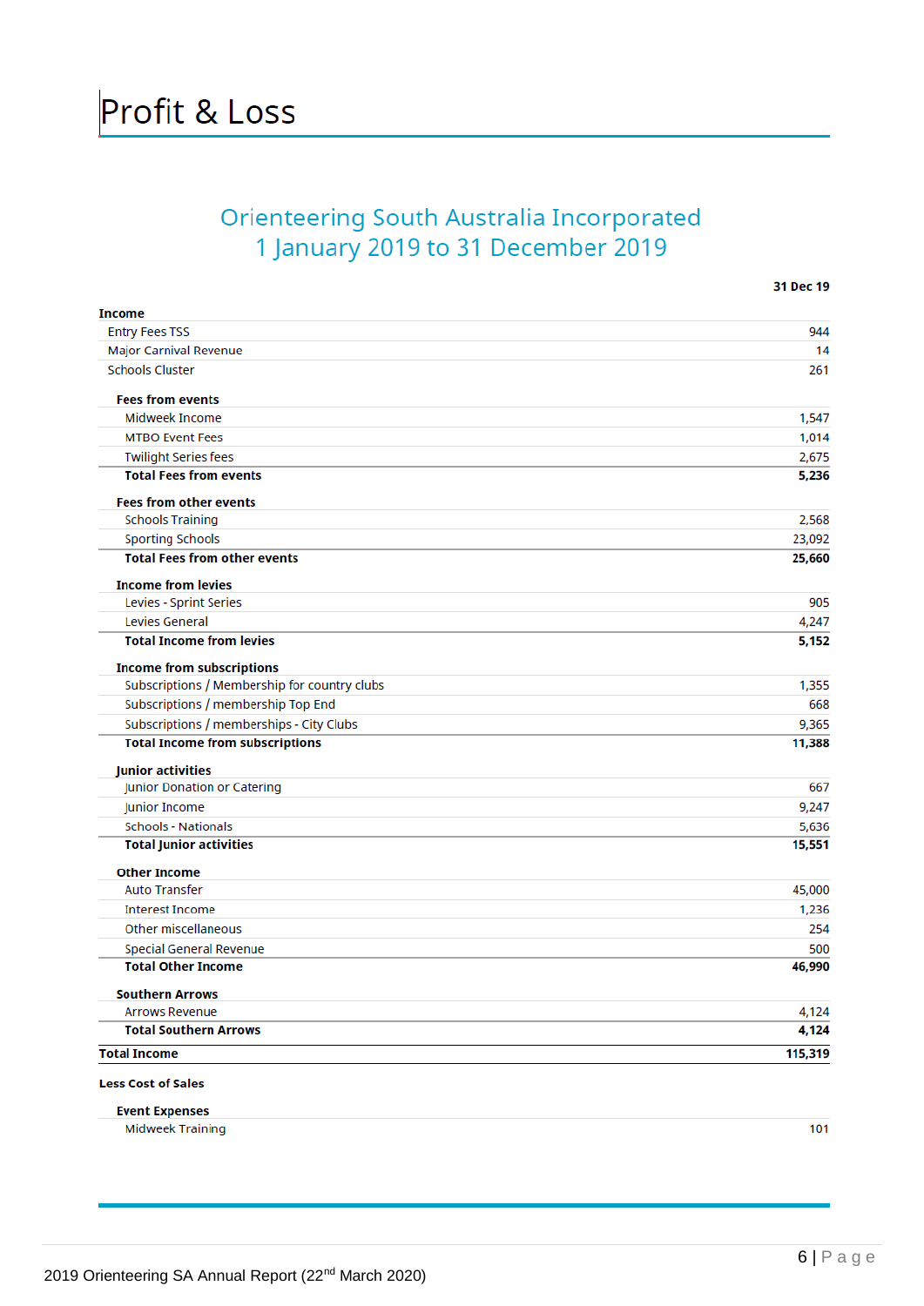# Profit & Loss

## Orienteering South Australia Incorporated
## 1 January 2019 to 31 December 2019

| | 31 Dec 19 |
|---|---|
| **Income** | |
| Entry Fees TSS | 944 |
| Major Carnival Revenue | 14 |
| Schools Cluster | 261 |
| **Fees from events** | |
| Midweek Income | 1,547 |
| MTBO Event Fees | 1,014 |
| Twilight Series fees | 2,675 |
| **Total Fees from events** | **5,236** |
| **Fees from other events** | |
| Schools Training | 2,568 |
| Sporting Schools | 23,092 |
| **Total Fees from other events** | **25,660** |
| **Income from levies** | |
| Levies - Sprint Series | 905 |
| Levies General | 4,247 |
| **Total Income from levies** | **5,152** |
| **Income from subscriptions** | |
| Subscriptions / Membership for country clubs | 1,355 |
| Subscriptions / membership Top End | 668 |
| Subscriptions / memberships - City Clubs | 9,365 |
| **Total Income from subscriptions** | **11,388** |
| **Junior activities** | |
| Junior Donation or Catering | 667 |
| Junior Income | 9,247 |
| Schools - Nationals | 5,636 |
| **Total Junior activities** | **15,551** |
| **Other Income** | |
| Auto Transfer | 45,000 |
| Interest Income | 1,236 |
| Other miscellaneous | 254 |
| Special General Revenue | 500 |
| **Total Other Income** | **46,990** |
| **Southern Arrows** | |
| Arrows Revenue | 4,124 |
| **Total Southern Arrows** | **4,124** |
| **Total Income** | **115,319** |
| **Less Cost of Sales** | |
| **Event Expenses** | |
| Midweek Training | 101 |

2019 Orienteering SA Annual Report (22nd March 2020)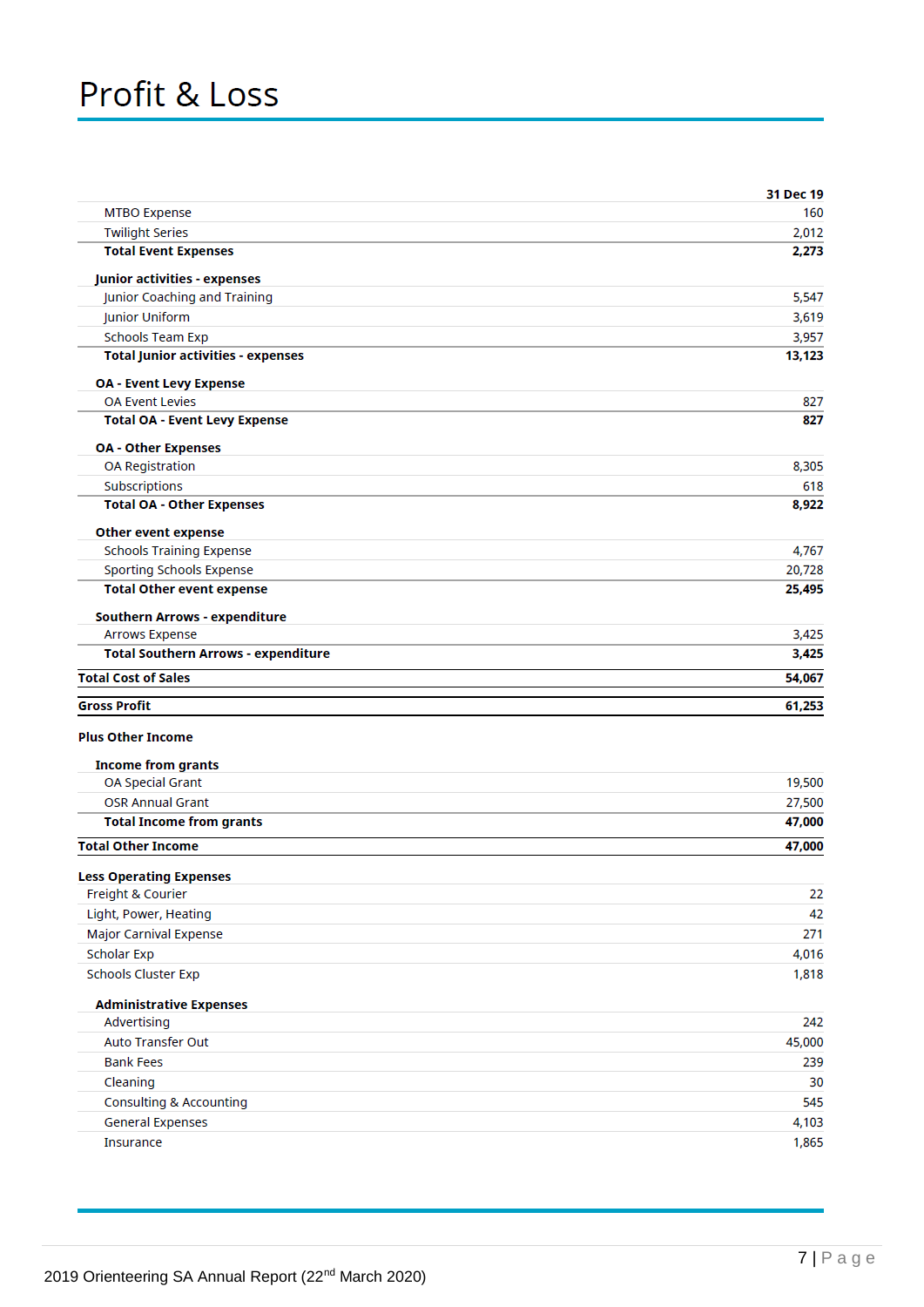# Profit & Loss

| | 31 Dec 19 |
|---|---|
| MTBO Expense | 160 |
| Twilight Series | 2,012 |
| **Total Event Expenses** | **2,273** |
| **Junior activities - expenses** | |
| Junior Coaching and Training | 5,547 |
| Junior Uniform | 3,619 |
| Schools Team Exp | 3,957 |
| **Total Junior activities - expenses** | **13,123** |
| **OA - Event Levy Expense** | |
| OA Event Levies | 827 |
| **Total OA - Event Levy Expense** | **827** |
| **OA - Other Expenses** | |
| OA Registration | 8,305 |
| Subscriptions | 618 |
| **Total OA - Other Expenses** | **8,922** |
| **Other event expense** | |
| Schools Training Expense | 4,767 |
| Sporting Schools Expense | 20,728 |
| **Total Other event expense** | **25,495** |
| **Southern Arrows - expenditure** | |
| Arrows Expense | 3,425 |
| **Total Southern Arrows - expenditure** | **3,425** |
| **Total Cost of Sales** | **54,067** |
| **Gross Profit** | **61,253** |
| **Plus Other Income** | |
| **Income from grants** | |
| OA Special Grant | 19,500 |
| OSR Annual Grant | 27,500 |
| **Total Income from grants** | **47,000** |
| **Total Other Income** | **47,000** |
| **Less Operating Expenses** | |
| Freight & Courier | 22 |
| Light, Power, Heating | 42 |
| Major Carnival Expense | 271 |
| Scholar Exp | 4,016 |
| Schools Cluster Exp | 1,818 |
| **Administrative Expenses** | |
| Advertising | 242 |
| Auto Transfer Out | 45,000 |
| Bank Fees | 239 |
| Cleaning | 30 |
| Consulting & Accounting | 545 |
| General Expenses | 4,103 |
| Insurance | 1,865 |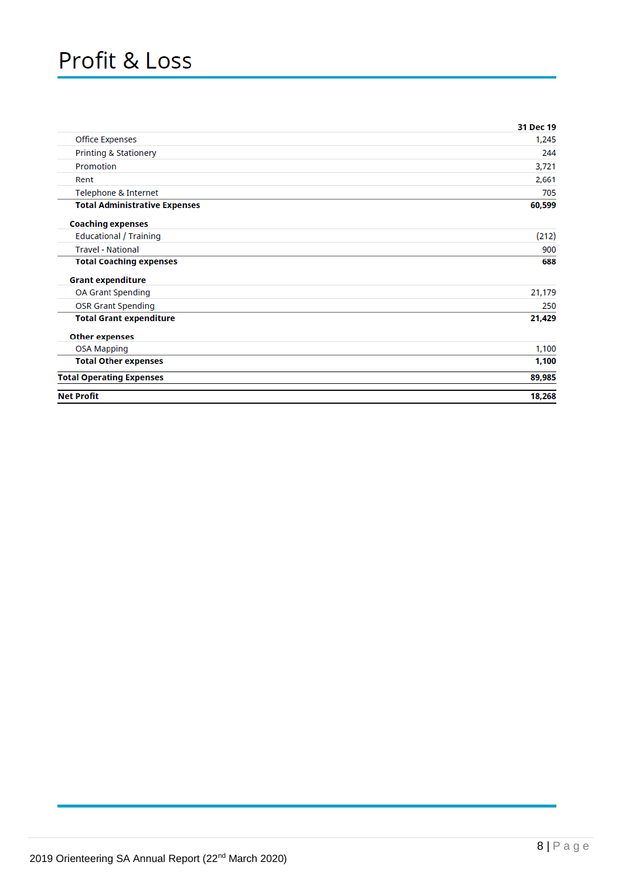# Profit & Loss

| | 31 Dec 19 |
|---|---|
| Office Expenses | 1,245 |
| Printing & Stationery | 244 |
| Promotion | 3,721 |
| Rent | 2,661 |
| Telephone & Internet | 705 |
| **Total Administrative Expenses** | **60,599** |
| **Coaching expenses** | |
| Educational / Training | (212) |
| Travel - National | 900 |
| **Total Coaching expenses** | **688** |
| **Grant expenditure** | |
| OA Grant Spending | 21,179 |
| OSR Grant Spending | 250 |
| **Total Grant expenditure** | **21,429** |
| **Other expenses** | |
| OSA Mapping | 1,100 |
| **Total Other expenses** | **1,100** |
| **Total Operating Expenses** | **89,985** |
| **Net Profit** | **18,268** |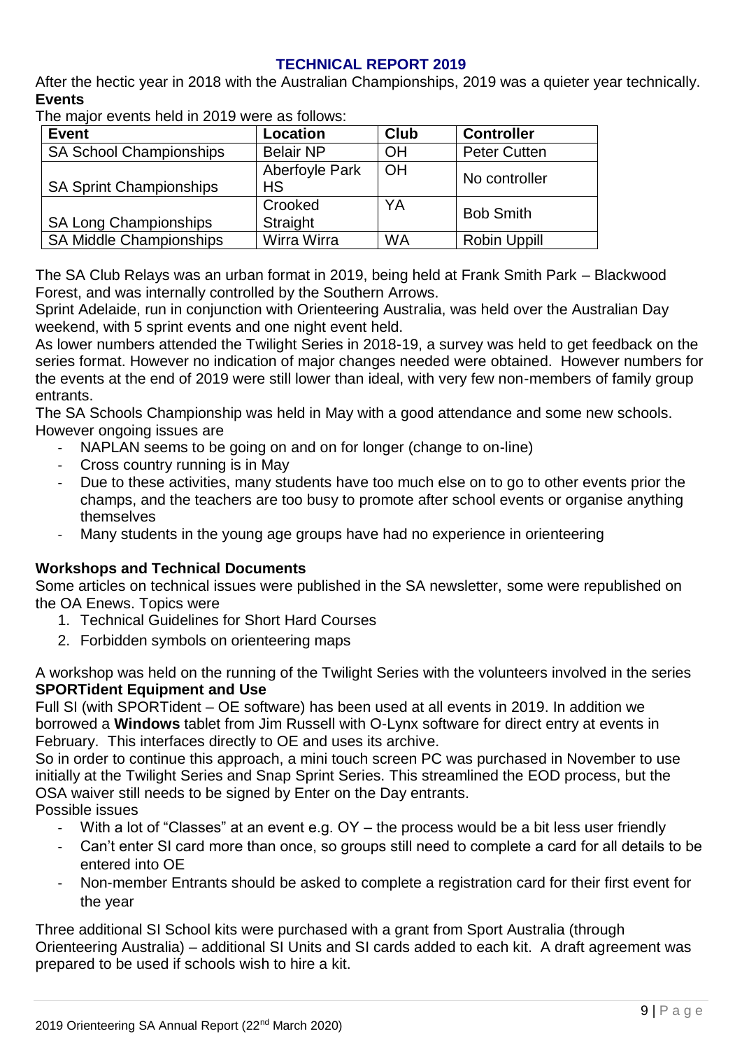## TECHNICAL REPORT 2019

After the hectic year in 2018 with the Australian Championships, 2019 was a quieter year technically.

**Events**

The major events held in 2019 were as follows:

| Event | Location | Club | Controller |
|---|---|---|---|
| SA School Championships | Belair NP | OH | Peter Cutten |
| SA Sprint Championships | Aberfoyle Park HS | OH | No controller |
| SA Long Championships | Crooked Straight | YA | Bob Smith |
| SA Middle Championships | Wirra Wirra | WA | Robin Uppill |

The SA Club Relays was an urban format in 2019, being held at Frank Smith Park – Blackwood Forest, and was internally controlled by the Southern Arrows.

Sprint Adelaide, run in conjunction with Orienteering Australia, was held over the Australian Day weekend, with 5 sprint events and one night event held.

As lower numbers attended the Twilight Series in 2018-19, a survey was held to get feedback on the series format. However no indication of major changes needed were obtained. However numbers for the events at the end of 2019 were still lower than ideal, with very few non-members of family group entrants.

The SA Schools Championship was held in May with a good attendance and some new schools. However ongoing issues are

- NAPLAN seems to be going on and on for longer (change to on-line)
- Cross country running is in May
- Due to these activities, many students have too much else on to go to other events prior the champs, and the teachers are too busy to promote after school events or organise anything themselves
- Many students in the young age groups have had no experience in orienteering

**Workshops and Technical Documents**

Some articles on technical issues were published in the SA newsletter, some were republished on the OA Enews. Topics were

1. Technical Guidelines for Short Hard Courses
2. Forbidden symbols on orienteering maps

A workshop was held on the running of the Twilight Series with the volunteers involved in the series

**SPORTident Equipment and Use**

Full SI (with SPORTident – OE software) has been used at all events in 2019. In addition we borrowed a **Windows** tablet from Jim Russell with O-Lynx software for direct entry at events in February. This interfaces directly to OE and uses its archive.

So in order to continue this approach, a mini touch screen PC was purchased in November to use initially at the Twilight Series and Snap Sprint Series. This streamlined the EOD process, but the OSA waiver still needs to be signed by Enter on the Day entrants.

Possible issues

- With a lot of "Classes" at an event e.g. OY – the process would be a bit less user friendly
- Can't enter SI card more than once, so groups still need to complete a card for all details to be entered into OE
- Non-member Entrants should be asked to complete a registration card for their first event for the year

Three additional SI School kits were purchased with a grant from Sport Australia (through Orienteering Australia) – additional SI Units and SI cards added to each kit. A draft agreement was prepared to be used if schools wish to hire a kit.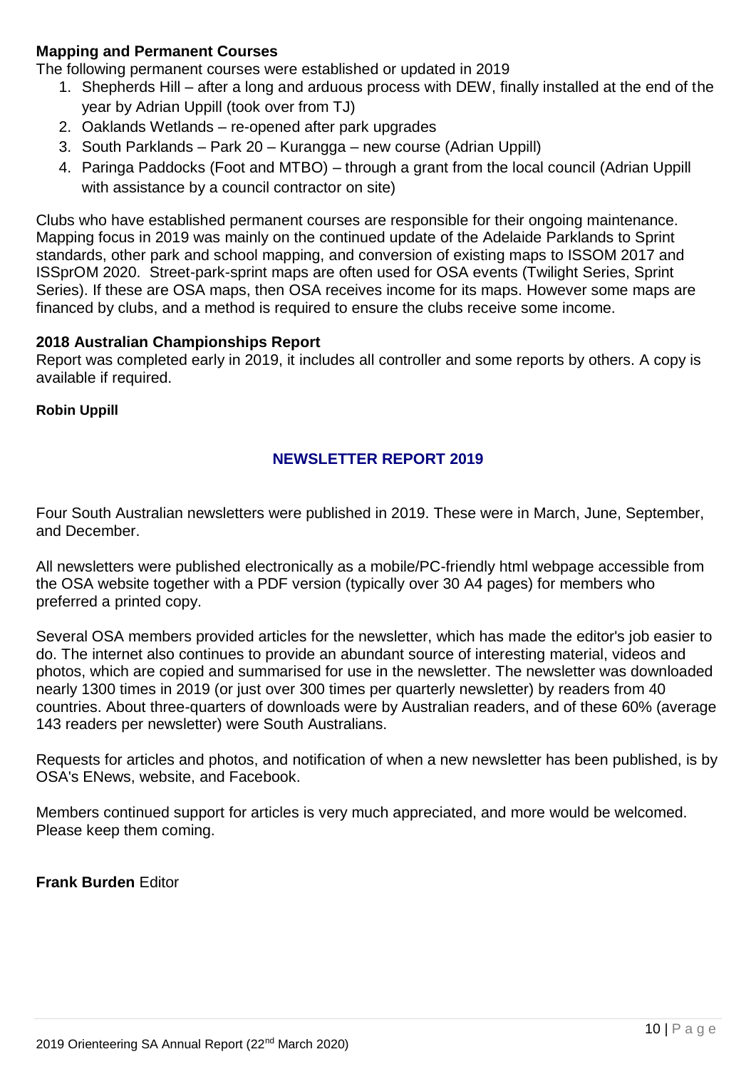**Mapping and Permanent Courses**

The following permanent courses were established or updated in 2019

1. Shepherds Hill – after a long and arduous process with DEW, finally installed at the end of the year by Adrian Uppill (took over from TJ)
2. Oaklands Wetlands – re-opened after park upgrades
3. South Parklands – Park 20 – Kurangga – new course (Adrian Uppill)
4. Paringa Paddocks (Foot and MTBO) – through a grant from the local council (Adrian Uppill with assistance by a council contractor on site)

Clubs who have established permanent courses are responsible for their ongoing maintenance. Mapping focus in 2019 was mainly on the continued update of the Adelaide Parklands to Sprint standards, other park and school mapping, and conversion of existing maps to ISSOM 2017 and ISSprOM 2020. Street-park-sprint maps are often used for OSA events (Twilight Series, Sprint Series). If these are OSA maps, then OSA receives income for its maps. However some maps are financed by clubs, and a method is required to ensure the clubs receive some income.

**2018 Australian Championships Report**

Report was completed early in 2019, it includes all controller and some reports by others. A copy is available if required.

**Robin Uppill**

## NEWSLETTER REPORT 2019

Four South Australian newsletters were published in 2019. These were in March, June, September, and December.

All newsletters were published electronically as a mobile/PC-friendly html webpage accessible from the OSA website together with a PDF version (typically over 30 A4 pages) for members who preferred a printed copy.

Several OSA members provided articles for the newsletter, which has made the editor's job easier to do. The internet also continues to provide an abundant source of interesting material, videos and photos, which are copied and summarised for use in the newsletter. The newsletter was downloaded nearly 1300 times in 2019 (or just over 300 times per quarterly newsletter) by readers from 40 countries. About three-quarters of downloads were by Australian readers, and of these 60% (average 143 readers per newsletter) were South Australians.

Requests for articles and photos, and notification of when a new newsletter has been published, is by OSA's ENews, website, and Facebook.

Members continued support for articles is very much appreciated, and more would be welcomed. Please keep them coming.

**Frank Burden** Editor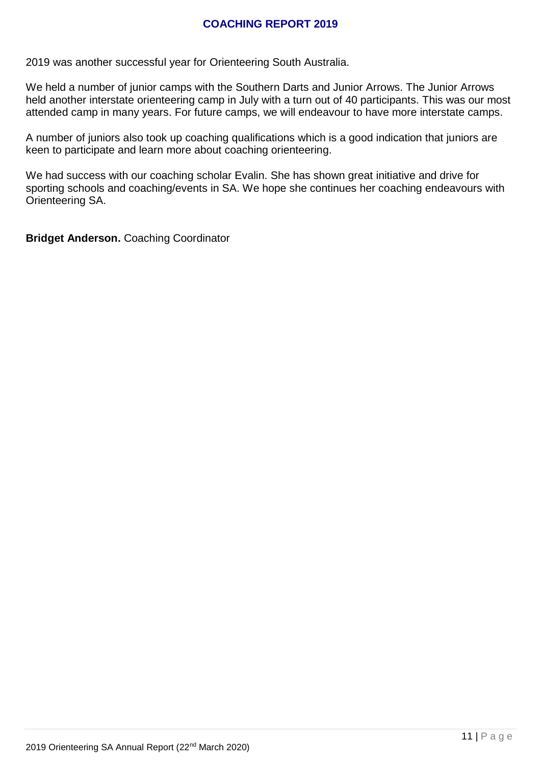# COACHING REPORT 2019

2019 was another successful year for Orienteering South Australia.

We held a number of junior camps with the Southern Darts and Junior Arrows. The Junior Arrows held another interstate orienteering camp in July with a turn out of 40 participants. This was our most attended camp in many years. For future camps, we will endeavour to have more interstate camps.

A number of juniors also took up coaching qualifications which is a good indication that juniors are keen to participate and learn more about coaching orienteering.

We had success with our coaching scholar Evalin. She has shown great initiative and drive for sporting schools and coaching/events in SA. We hope she continues her coaching endeavours with Orienteering SA.

**Bridget Anderson.** Coaching Coordinator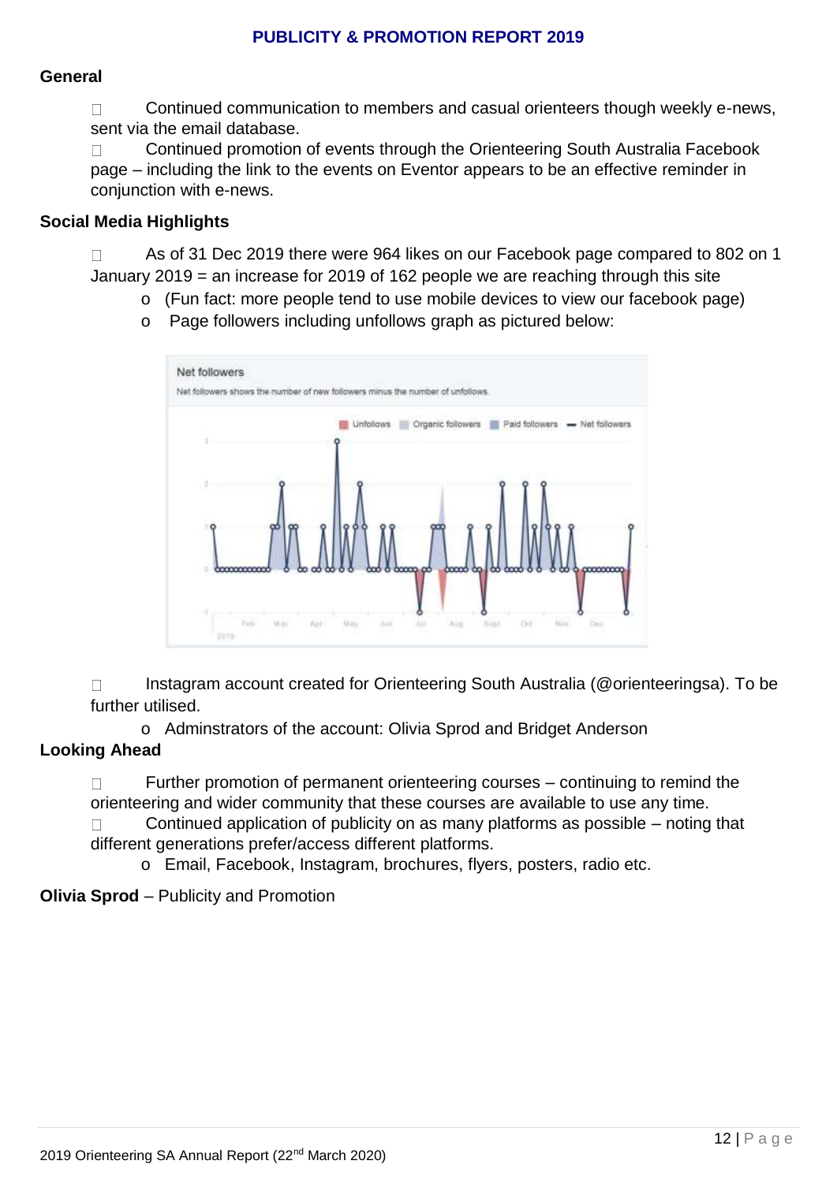## PUBLICITY & PROMOTION REPORT 2019

### General

- Continued communication to members and casual orienteers though weekly e-news, sent via the email database.
- Continued promotion of events through the Orienteering South Australia Facebook page – including the link to the events on Eventor appears to be an effective reminder in conjunction with e-news.

### Social Media Highlights

- As of 31 Dec 2019 there were 964 likes on our Facebook page compared to 802 on 1 January 2019 = an increase for 2019 of 162 people we are reaching through this site
  - (Fun fact: more people tend to use mobile devices to view our facebook page)
  - Page followers including unfollows graph as pictured below:

- Instagram account created for Orienteering South Australia (@orienteeringsa). To be further utilised.
  - Adminstrators of the account: Olivia Sprod and Bridget Anderson

### Looking Ahead

- Further promotion of permanent orienteering courses – continuing to remind the orienteering and wider community that these courses are available to use any time.
- Continued application of publicity on as many platforms as possible – noting that different generations prefer/access different platforms.
  - Email, Facebook, Instagram, brochures, flyers, posters, radio etc.

**Olivia Sprod** – Publicity and Promotion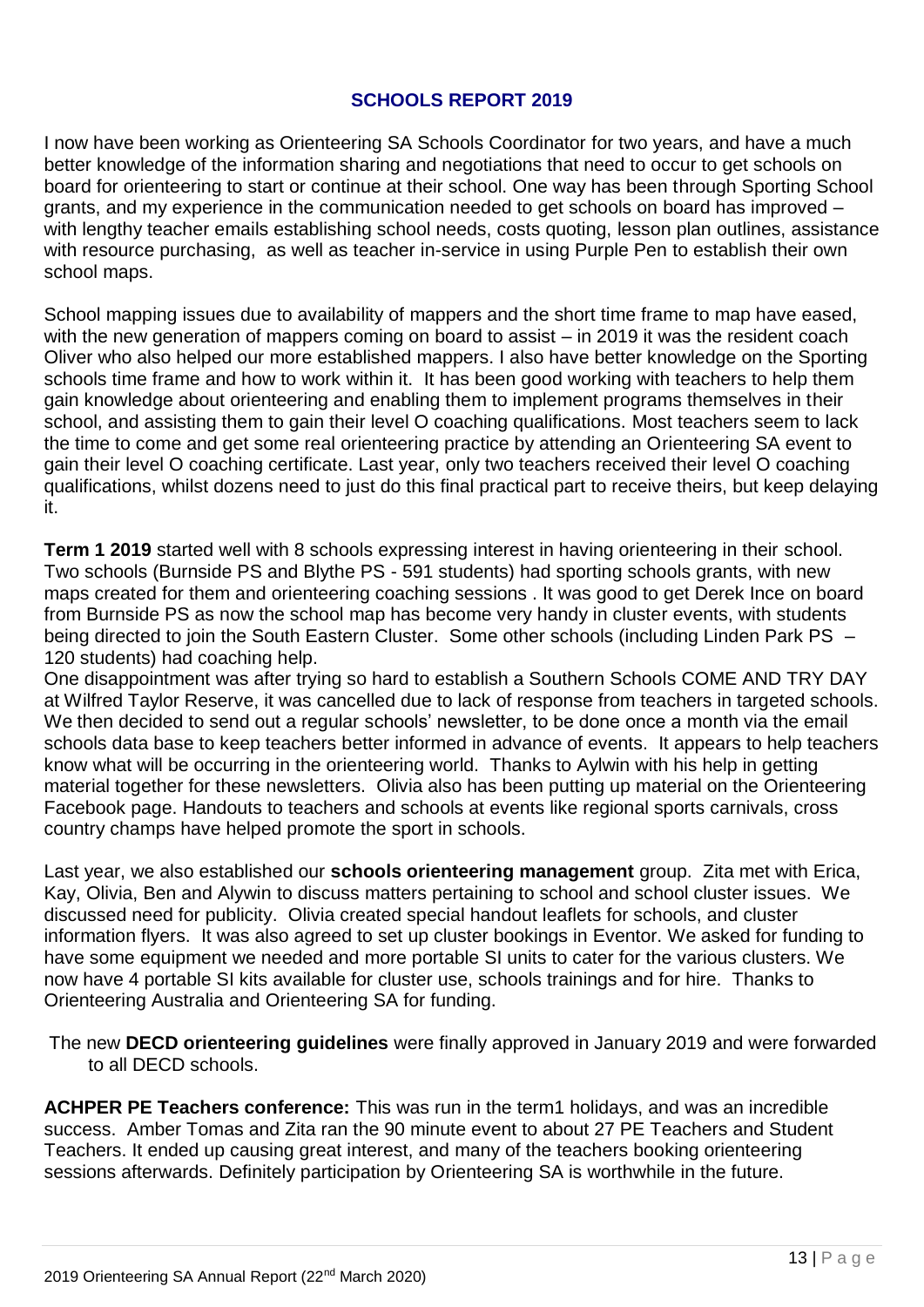## SCHOOLS REPORT 2019

I now have been working as Orienteering SA Schools Coordinator for two years, and have a much better knowledge of the information sharing and negotiations that need to occur to get schools on board for orienteering to start or continue at their school. One way has been through Sporting School grants, and my experience in the communication needed to get schools on board has improved – with lengthy teacher emails establishing school needs, costs quoting, lesson plan outlines, assistance with resource purchasing, as well as teacher in-service in using Purple Pen to establish their own school maps.

School mapping issues due to availability of mappers and the short time frame to map have eased, with the new generation of mappers coming on board to assist – in 2019 it was the resident coach Oliver who also helped our more established mappers. I also have better knowledge on the Sporting schools time frame and how to work within it. It has been good working with teachers to help them gain knowledge about orienteering and enabling them to implement programs themselves in their school, and assisting them to gain their level O coaching qualifications. Most teachers seem to lack the time to come and get some real orienteering practice by attending an Orienteering SA event to gain their level O coaching certificate. Last year, only two teachers received their level O coaching qualifications, whilst dozens need to just do this final practical part to receive theirs, but keep delaying it.

**Term 1 2019** started well with 8 schools expressing interest in having orienteering in their school. Two schools (Burnside PS and Blythe PS - 591 students) had sporting schools grants, with new maps created for them and orienteering coaching sessions . It was good to get Derek Ince on board from Burnside PS as now the school map has become very handy in cluster events, with students being directed to join the South Eastern Cluster. Some other schools (including Linden Park PS – 120 students) had coaching help.
One disappointment was after trying so hard to establish a Southern Schools COME AND TRY DAY at Wilfred Taylor Reserve, it was cancelled due to lack of response from teachers in targeted schools. We then decided to send out a regular schools' newsletter, to be done once a month via the email schools data base to keep teachers better informed in advance of events. It appears to help teachers know what will be occurring in the orienteering world. Thanks to Aylwin with his help in getting material together for these newsletters. Olivia also has been putting up material on the Orienteering Facebook page. Handouts to teachers and schools at events like regional sports carnivals, cross country champs have helped promote the sport in schools.

Last year, we also established our **schools orienteering management** group. Zita met with Erica, Kay, Olivia, Ben and Alywin to discuss matters pertaining to school and school cluster issues. We discussed need for publicity. Olivia created special handout leaflets for schools, and cluster information flyers. It was also agreed to set up cluster bookings in Eventor. We asked for funding to have some equipment we needed and more portable SI units to cater for the various clusters. We now have 4 portable SI kits available for cluster use, schools trainings and for hire. Thanks to Orienteering Australia and Orienteering SA for funding.

The new **DECD orienteering guidelines** were finally approved in January 2019 and were forwarded to all DECD schools.

**ACHPER PE Teachers conference:** This was run in the term1 holidays, and was an incredible success. Amber Tomas and Zita ran the 90 minute event to about 27 PE Teachers and Student Teachers. It ended up causing great interest, and many of the teachers booking orienteering sessions afterwards. Definitely participation by Orienteering SA is worthwhile in the future.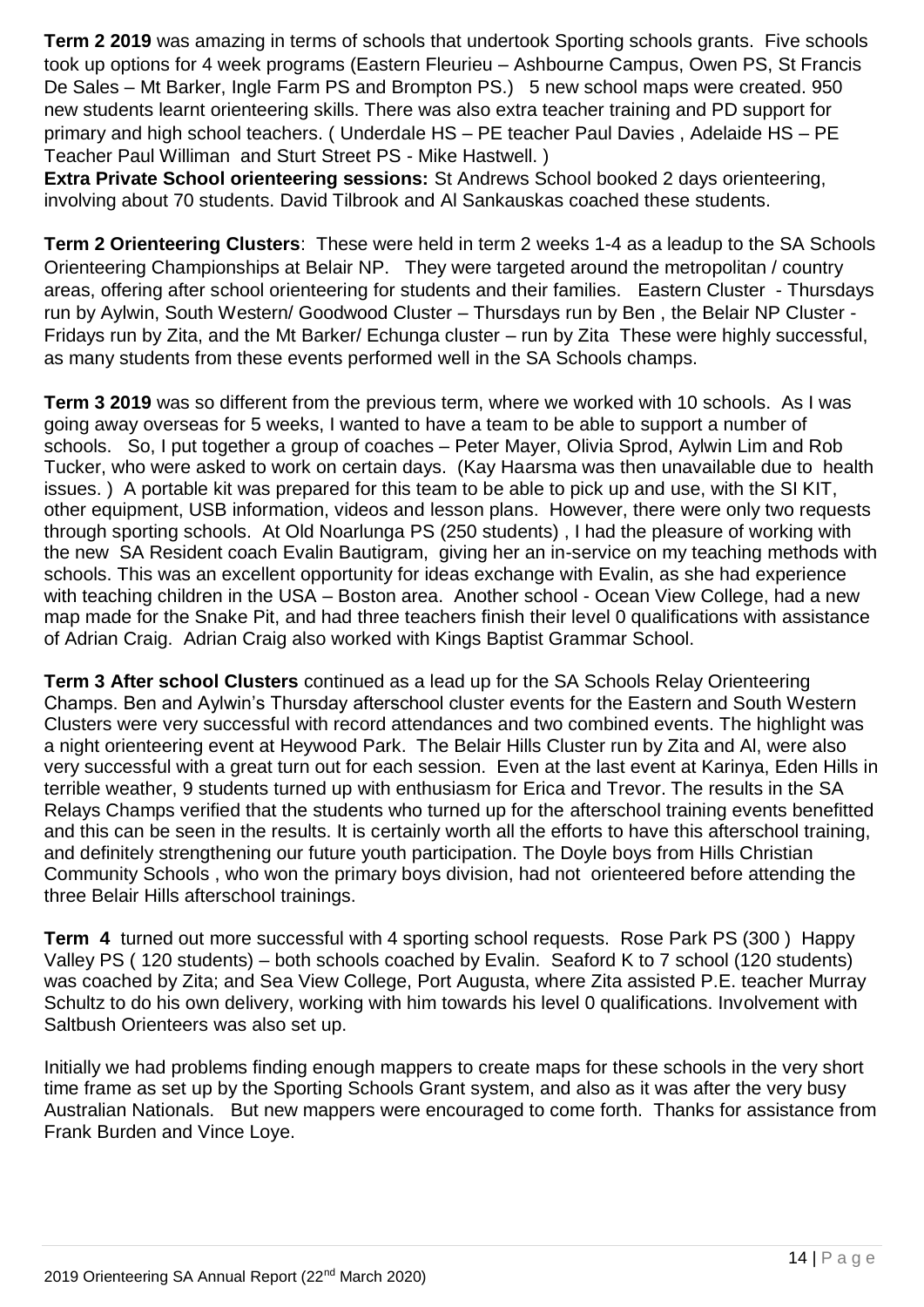**Term 2 2019** was amazing in terms of schools that undertook Sporting schools grants. Five schools took up options for 4 week programs (Eastern Fleurieu – Ashbourne Campus, Owen PS, St Francis De Sales – Mt Barker, Ingle Farm PS and Brompton PS.) 5 new school maps were created. 950 new students learnt orienteering skills. There was also extra teacher training and PD support for primary and high school teachers. ( Underdale HS – PE teacher Paul Davies , Adelaide HS – PE Teacher Paul Williman and Sturt Street PS - Mike Hastwell. )

**Extra Private School orienteering sessions:** St Andrews School booked 2 days orienteering, involving about 70 students. David Tilbrook and Al Sankauskas coached these students.

**Term 2 Orienteering Clusters**: These were held in term 2 weeks 1-4 as a leadup to the SA Schools Orienteering Championships at Belair NP. They were targeted around the metropolitan / country areas, offering after school orienteering for students and their families. Eastern Cluster - Thursdays run by Aylwin, South Western/ Goodwood Cluster – Thursdays run by Ben , the Belair NP Cluster - Fridays run by Zita, and the Mt Barker/ Echunga cluster – run by Zita These were highly successful, as many students from these events performed well in the SA Schools champs.

**Term 3 2019** was so different from the previous term, where we worked with 10 schools. As I was going away overseas for 5 weeks, I wanted to have a team to be able to support a number of schools. So, I put together a group of coaches – Peter Mayer, Olivia Sprod, Aylwin Lim and Rob Tucker, who were asked to work on certain days. (Kay Haarsma was then unavailable due to health issues. ) A portable kit was prepared for this team to be able to pick up and use, with the SI KIT, other equipment, USB information, videos and lesson plans. However, there were only two requests through sporting schools. At Old Noarlunga PS (250 students) , I had the pleasure of working with the new SA Resident coach Evalin Bautigram, giving her an in-service on my teaching methods with schools. This was an excellent opportunity for ideas exchange with Evalin, as she had experience with teaching children in the USA – Boston area. Another school - Ocean View College, had a new map made for the Snake Pit, and had three teachers finish their level 0 qualifications with assistance of Adrian Craig. Adrian Craig also worked with Kings Baptist Grammar School.

**Term 3 After school Clusters** continued as a lead up for the SA Schools Relay Orienteering Champs. Ben and Aylwin's Thursday afterschool cluster events for the Eastern and South Western Clusters were very successful with record attendances and two combined events. The highlight was a night orienteering event at Heywood Park. The Belair Hills Cluster run by Zita and Al, were also very successful with a great turn out for each session. Even at the last event at Karinya, Eden Hills in terrible weather, 9 students turned up with enthusiasm for Erica and Trevor. The results in the SA Relays Champs verified that the students who turned up for the afterschool training events benefitted and this can be seen in the results. It is certainly worth all the efforts to have this afterschool training, and definitely strengthening our future youth participation. The Doyle boys from Hills Christian Community Schools , who won the primary boys division, had not orienteered before attending the three Belair Hills afterschool trainings.

**Term 4** turned out more successful with 4 sporting school requests. Rose Park PS (300 ) Happy Valley PS ( 120 students) – both schools coached by Evalin. Seaford K to 7 school (120 students) was coached by Zita; and Sea View College, Port Augusta, where Zita assisted P.E. teacher Murray Schultz to do his own delivery, working with him towards his level 0 qualifications. Involvement with Saltbush Orienteers was also set up.

Initially we had problems finding enough mappers to create maps for these schools in the very short time frame as set up by the Sporting Schools Grant system, and also as it was after the very busy Australian Nationals. But new mappers were encouraged to come forth. Thanks for assistance from Frank Burden and Vince Loye.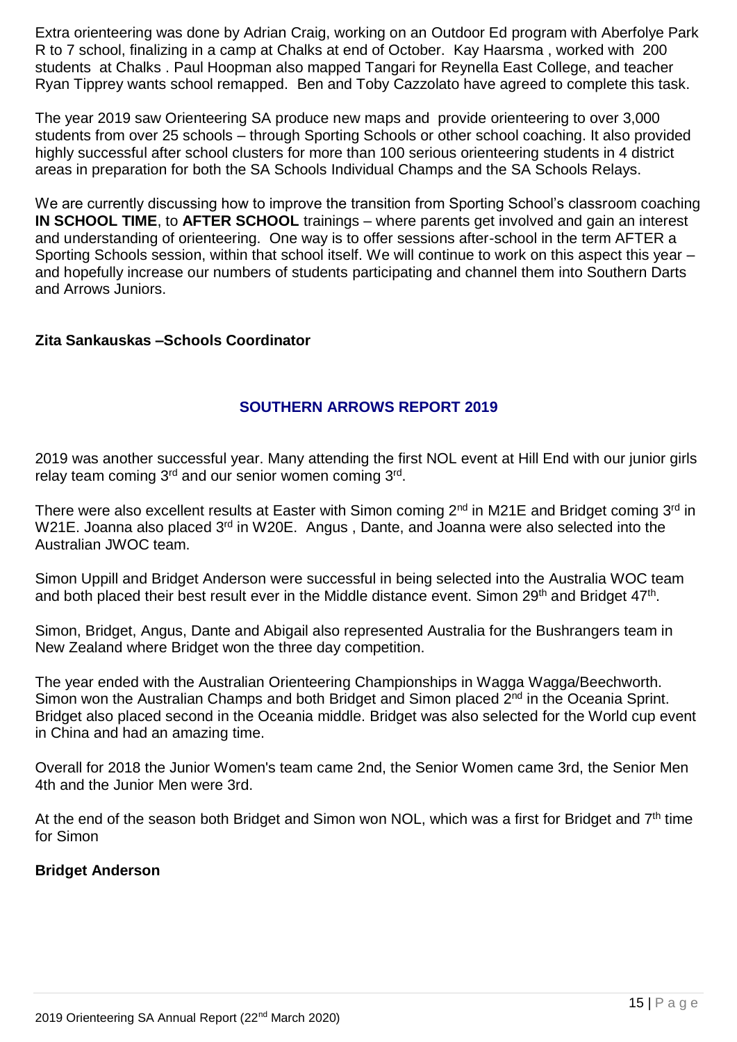Extra orienteering was done by Adrian Craig, working on an Outdoor Ed program with Aberfolye Park R to 7 school, finalizing in a camp at Chalks at end of October. Kay Haarsma , worked with 200 students at Chalks . Paul Hoopman also mapped Tangari for Reynella East College, and teacher Ryan Tipprey wants school remapped. Ben and Toby Cazzolato have agreed to complete this task.

The year 2019 saw Orienteering SA produce new maps and provide orienteering to over 3,000 students from over 25 schools – through Sporting Schools or other school coaching. It also provided highly successful after school clusters for more than 100 serious orienteering students in 4 district areas in preparation for both the SA Schools Individual Champs and the SA Schools Relays.

We are currently discussing how to improve the transition from Sporting School's classroom coaching **IN SCHOOL TIME**, to **AFTER SCHOOL** trainings – where parents get involved and gain an interest and understanding of orienteering. One way is to offer sessions after-school in the term AFTER a Sporting Schools session, within that school itself. We will continue to work on this aspect this year – and hopefully increase our numbers of students participating and channel them into Southern Darts and Arrows Juniors.

**Zita Sankauskas –Schools Coordinator**

## SOUTHERN ARROWS REPORT 2019

2019 was another successful year. Many attending the first NOL event at Hill End with our junior girls relay team coming 3rd and our senior women coming 3rd.

There were also excellent results at Easter with Simon coming 2nd in M21E and Bridget coming 3rd in W21E. Joanna also placed 3rd in W20E. Angus , Dante, and Joanna were also selected into the Australian JWOC team.

Simon Uppill and Bridget Anderson were successful in being selected into the Australia WOC team and both placed their best result ever in the Middle distance event. Simon 29th and Bridget 47th.

Simon, Bridget, Angus, Dante and Abigail also represented Australia for the Bushrangers team in New Zealand where Bridget won the three day competition.

The year ended with the Australian Orienteering Championships in Wagga Wagga/Beechworth. Simon won the Australian Champs and both Bridget and Simon placed 2nd in the Oceania Sprint. Bridget also placed second in the Oceania middle. Bridget was also selected for the World cup event in China and had an amazing time.

Overall for 2018 the Junior Women's team came 2nd, the Senior Women came 3rd, the Senior Men 4th and the Junior Men were 3rd.

At the end of the season both Bridget and Simon won NOL, which was a first for Bridget and 7th time for Simon

**Bridget Anderson**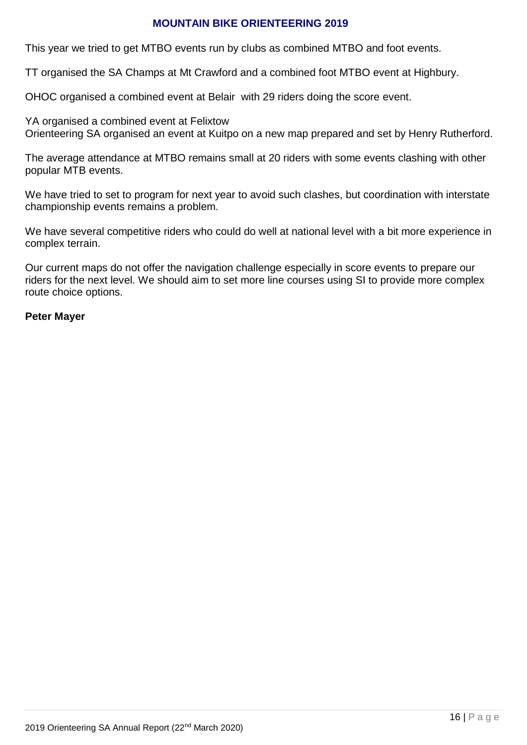## MOUNTAIN BIKE ORIENTEERING 2019

This year we tried to get MTBO events run by clubs as combined MTBO and foot events.

TT organised the SA Champs at Mt Crawford and a combined foot MTBO event at Highbury.

OHOC organised a combined event at Belair with 29 riders doing the score event.

YA organised a combined event at Felixtow
Orienteering SA organised an event at Kuitpo on a new map prepared and set by Henry Rutherford.

The average attendance at MTBO remains small at 20 riders with some events clashing with other popular MTB events.

We have tried to set to program for next year to avoid such clashes, but coordination with interstate championship events remains a problem.

We have several competitive riders who could do well at national level with a bit more experience in complex terrain.

Our current maps do not offer the navigation challenge especially in score events to prepare our riders for the next level. We should aim to set more line courses using SI to provide more complex route choice options.

**Peter Mayer**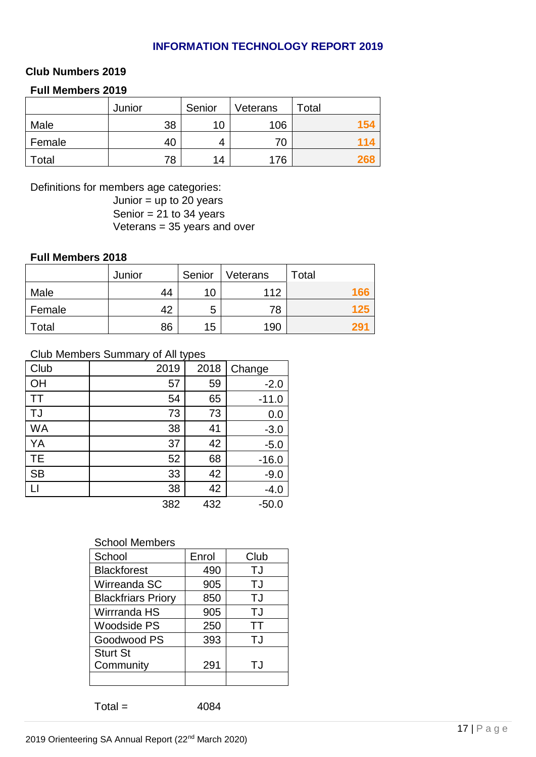# INFORMATION TECHNOLOGY REPORT 2019

## Club Numbers 2019

### Full Members 2019

| | Junior | Senior | Veterans | Total |
|---|---|---|---|---|
| Male | 38 | 10 | 106 | **154** |
| Female | 40 | 4 | 70 | **114** |
| Total | 78 | 14 | 176 | **268** |

Definitions for members age categories:

Junior = up to 20 years
Senior = 21 to 34 years
Veterans = 35 years and over

### Full Members 2018

| | Junior | Senior | Veterans | Total |
|---|---|---|---|---|
| Male | 44 | 10 | 112 | **166** |
| Female | 42 | 5 | 78 | **125** |
| Total | 86 | 15 | 190 | **291** |

Club Members Summary of All types

| Club | 2019 | 2018 | Change |
|---|---|---|---|
| OH | 57 | 59 | -2.0 |
| TT | 54 | 65 | -11.0 |
| TJ | 73 | 73 | 0.0 |
| WA | 38 | 41 | -3.0 |
| YA | 37 | 42 | -5.0 |
| TE | 52 | 68 | -16.0 |
| SB | 33 | 42 | -9.0 |
| LI | 38 | 42 | -4.0 |
| | 382 | 432 | -50.0 |

School Members

| School | Enrol | Club |
|---|---|---|
| Blackforest | 490 | TJ |
| Wirreanda SC | 905 | TJ |
| Blackfriars Priory | 850 | TJ |
| Wirrranda HS | 905 | TJ |
| Woodside PS | 250 | TT |
| Goodwood PS | 393 | TJ |
| Sturt St Community | 291 | TJ |
| | | |

Total = 4084

2019 Orienteering SA Annual Report (22nd March 2020)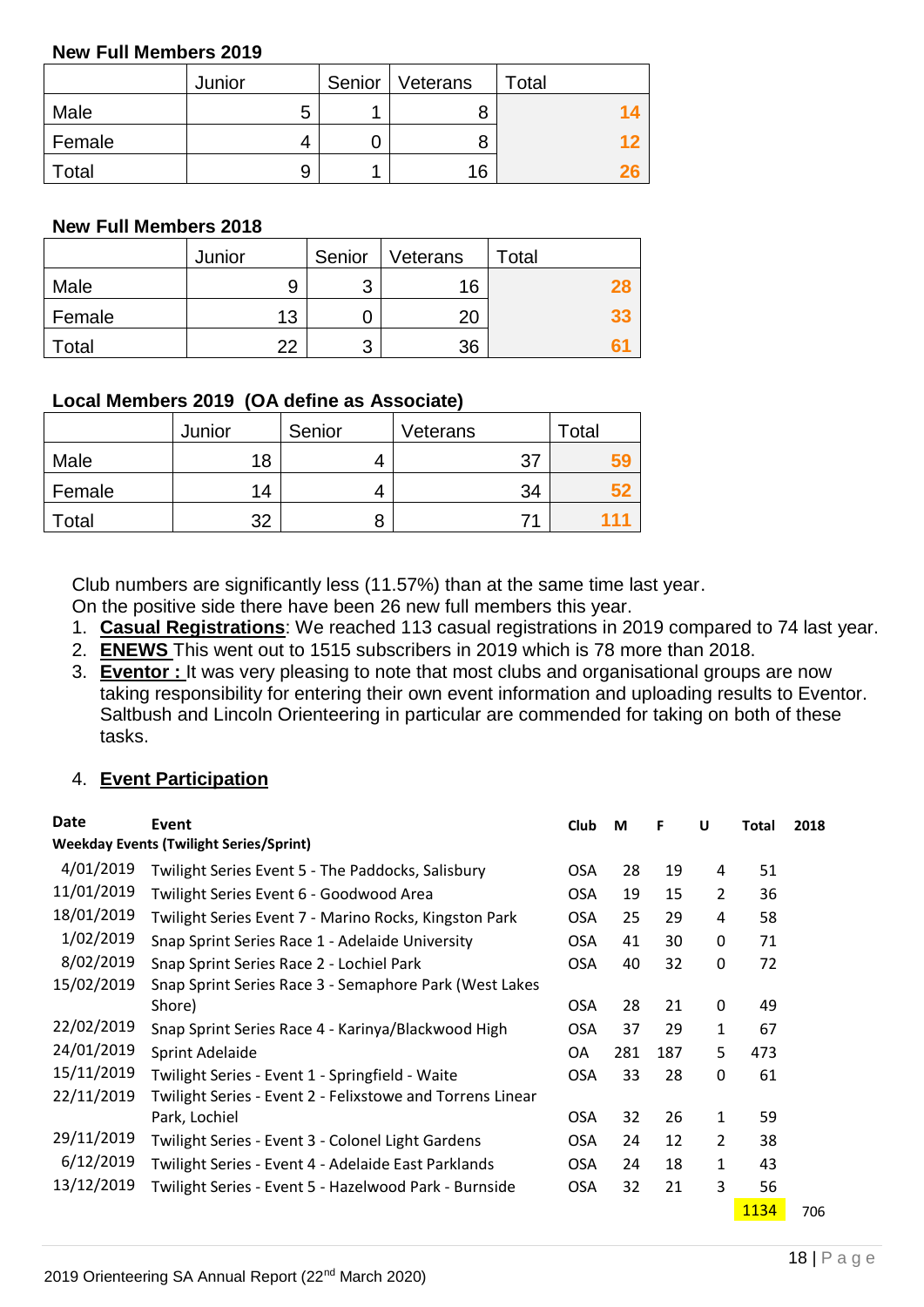**New Full Members 2019**

| | Junior | Senior | Veterans | Total |
|---|---|---|---|---|
| Male | 5 | 1 | 8 | 14 |
| Female | 4 | 0 | 8 | 12 |
| Total | 9 | 1 | 16 | 26 |

**New Full Members 2018**

| | Junior | Senior | Veterans | Total |
|---|---|---|---|---|
| Male | 9 | 3 | 16 | 28 |
| Female | 13 | 0 | 20 | 33 |
| Total | 22 | 3 | 36 | 61 |

**Local Members 2019 (OA define as Associate)**

| | Junior | Senior | Veterans | Total |
|---|---|---|---|---|
| Male | 18 | 4 | 37 | 59 |
| Female | 14 | 4 | 34 | 52 |
| Total | 32 | 8 | 71 | 111 |

Club numbers are significantly less (11.57%) than at the same time last year.
On the positive side there have been 26 new full members this year.

1. **Casual Registrations**: We reached 113 casual registrations in 2019 compared to 74 last year.
2. **ENEWS** This went out to 1515 subscribers in 2019 which is 78 more than 2018.
3. **Eventor :** It was very pleasing to note that most clubs and organisational groups are now taking responsibility for entering their own event information and uploading results to Eventor. Saltbush and Lincoln Orienteering in particular are commended for taking on both of these tasks.
4. **Event Participation**

| Date | Event | Club | M | F | U | Total | 2018 |
|---|---|---|---|---|---|---|---|
| **Weekday Events (Twilight Series/Sprint)** | | | | | | | |
| 4/01/2019 | Twilight Series Event 5 - The Paddocks, Salisbury | OSA | 28 | 19 | 4 | 51 | |
| 11/01/2019 | Twilight Series Event 6 - Goodwood Area | OSA | 19 | 15 | 2 | 36 | |
| 18/01/2019 | Twilight Series Event 7 - Marino Rocks, Kingston Park | OSA | 25 | 29 | 4 | 58 | |
| 1/02/2019 | Snap Sprint Series Race 1 - Adelaide University | OSA | 41 | 30 | 0 | 71 | |
| 8/02/2019 | Snap Sprint Series Race 2 - Lochiel Park | OSA | 40 | 32 | 0 | 72 | |
| 15/02/2019 | Snap Sprint Series Race 3 - Semaphore Park (West Lakes Shore) | OSA | 28 | 21 | 0 | 49 | |
| 22/02/2019 | Snap Sprint Series Race 4 - Karinya/Blackwood High | OSA | 37 | 29 | 1 | 67 | |
| 24/01/2019 | Sprint Adelaide | OA | 281 | 187 | 5 | 473 | |
| 15/11/2019 | Twilight Series - Event 1 - Springfield - Waite | OSA | 33 | 28 | 0 | 61 | |
| 22/11/2019 | Twilight Series - Event 2 - Felixstowe and Torrens Linear Park, Lochiel | OSA | 32 | 26 | 1 | 59 | |
| 29/11/2019 | Twilight Series - Event 3 - Colonel Light Gardens | OSA | 24 | 12 | 2 | 38 | |
| 6/12/2019 | Twilight Series - Event 4 - Adelaide East Parklands | OSA | 24 | 18 | 1 | 43 | |
| 13/12/2019 | Twilight Series - Event 5 - Hazelwood Park - Burnside | OSA | 32 | 21 | 3 | 56 | |
| | | | | | | 1134 | 706 |

2019 Orienteering SA Annual Report (22nd March 2020)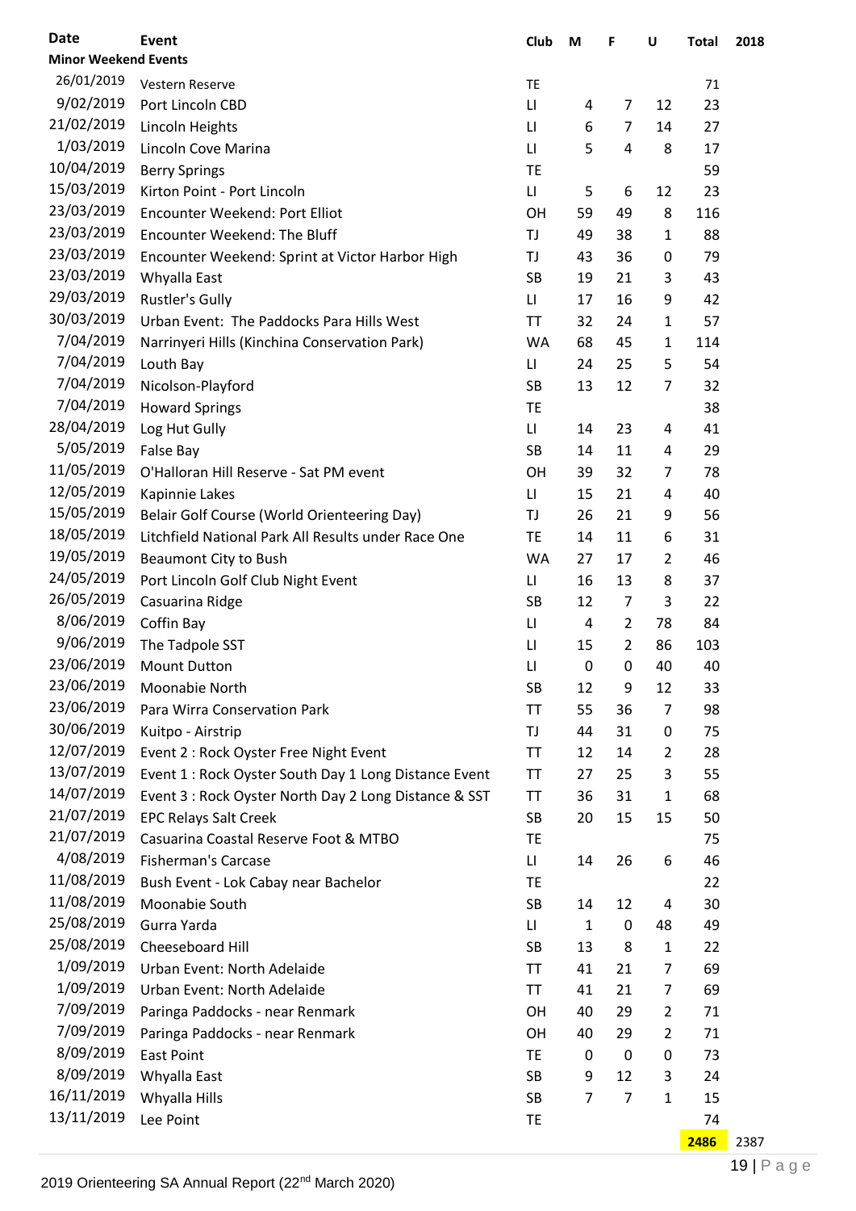| Date | Event | Club | M | F | U | Total | 2018 |
|---|---|---|---|---|---|---|---|
| **Minor Weekend Events** | | | | | | | |
| 26/01/2019 | Vestern Reserve | TE | | | | 71 | |
| 9/02/2019 | Port Lincoln CBD | LI | 4 | 7 | 12 | 23 | |
| 21/02/2019 | Lincoln Heights | LI | 6 | 7 | 14 | 27 | |
| 1/03/2019 | Lincoln Cove Marina | LI | 5 | 4 | 8 | 17 | |
| 10/04/2019 | Berry Springs | TE | | | | 59 | |
| 15/03/2019 | Kirton Point - Port Lincoln | LI | 5 | 6 | 12 | 23 | |
| 23/03/2019 | Encounter Weekend: Port Elliot | OH | 59 | 49 | 8 | 116 | |
| 23/03/2019 | Encounter Weekend: The Bluff | TJ | 49 | 38 | 1 | 88 | |
| 23/03/2019 | Encounter Weekend: Sprint at Victor Harbor High | TJ | 43 | 36 | 0 | 79 | |
| 23/03/2019 | Whyalla East | SB | 19 | 21 | 3 | 43 | |
| 29/03/2019 | Rustler's Gully | LI | 17 | 16 | 9 | 42 | |
| 30/03/2019 | Urban Event: The Paddocks Para Hills West | TT | 32 | 24 | 1 | 57 | |
| 7/04/2019 | Narrinyeri Hills (Kinchina Conservation Park) | WA | 68 | 45 | 1 | 114 | |
| 7/04/2019 | Louth Bay | LI | 24 | 25 | 5 | 54 | |
| 7/04/2019 | Nicolson-Playford | SB | 13 | 12 | 7 | 32 | |
| 7/04/2019 | Howard Springs | TE | | | | 38 | |
| 28/04/2019 | Log Hut Gully | LI | 14 | 23 | 4 | 41 | |
| 5/05/2019 | False Bay | SB | 14 | 11 | 4 | 29 | |
| 11/05/2019 | O'Halloran Hill Reserve - Sat PM event | OH | 39 | 32 | 7 | 78 | |
| 12/05/2019 | Kapinnie Lakes | LI | 15 | 21 | 4 | 40 | |
| 15/05/2019 | Belair Golf Course (World Orienteering Day) | TJ | 26 | 21 | 9 | 56 | |
| 18/05/2019 | Litchfield National Park All Results under Race One | TE | 14 | 11 | 6 | 31 | |
| 19/05/2019 | Beaumont City to Bush | WA | 27 | 17 | 2 | 46 | |
| 24/05/2019 | Port Lincoln Golf Club Night Event | LI | 16 | 13 | 8 | 37 | |
| 26/05/2019 | Casuarina Ridge | SB | 12 | 7 | 3 | 22 | |
| 8/06/2019 | Coffin Bay | LI | 4 | 2 | 78 | 84 | |
| 9/06/2019 | The Tadpole SST | LI | 15 | 2 | 86 | 103 | |
| 23/06/2019 | Mount Dutton | LI | 0 | 0 | 40 | 40 | |
| 23/06/2019 | Moonabie North | SB | 12 | 9 | 12 | 33 | |
| 23/06/2019 | Para Wirra Conservation Park | TT | 55 | 36 | 7 | 98 | |
| 30/06/2019 | Kuitpo - Airstrip | TJ | 44 | 31 | 0 | 75 | |
| 12/07/2019 | Event 2 : Rock Oyster Free Night Event | TT | 12 | 14 | 2 | 28 | |
| 13/07/2019 | Event 1 : Rock Oyster South Day 1 Long Distance Event | TT | 27 | 25 | 3 | 55 | |
| 14/07/2019 | Event 3 : Rock Oyster North Day 2 Long Distance & SST | TT | 36 | 31 | 1 | 68 | |
| 21/07/2019 | EPC Relays Salt Creek | SB | 20 | 15 | 15 | 50 | |
| 21/07/2019 | Casuarina Coastal Reserve Foot & MTBO | TE | | | | 75 | |
| 4/08/2019 | Fisherman's Carcase | LI | 14 | 26 | 6 | 46 | |
| 11/08/2019 | Bush Event - Lok Cabay near Bachelor | TE | | | | 22 | |
| 11/08/2019 | Moonabie South | SB | 14 | 12 | 4 | 30 | |
| 25/08/2019 | Gurra Yarda | LI | 1 | 0 | 48 | 49 | |
| 25/08/2019 | Cheeseboard Hill | SB | 13 | 8 | 1 | 22 | |
| 1/09/2019 | Urban Event: North Adelaide | TT | 41 | 21 | 7 | 69 | |
| 1/09/2019 | Urban Event: North Adelaide | TT | 41 | 21 | 7 | 69 | |
| 7/09/2019 | Paringa Paddocks - near Renmark | OH | 40 | 29 | 2 | 71 | |
| 7/09/2019 | Paringa Paddocks - near Renmark | OH | 40 | 29 | 2 | 71 | |
| 8/09/2019 | East Point | TE | 0 | 0 | 0 | 73 | |
| 8/09/2019 | Whyalla East | SB | 9 | 12 | 3 | 24 | |
| 16/11/2019 | Whyalla Hills | SB | 7 | 7 | 1 | 15 | |
| 13/11/2019 | Lee Point | TE | | | | 74 | |
| | | | | | | **2486** | 2387 |

2019 Orienteering SA Annual Report (22nd March 2020)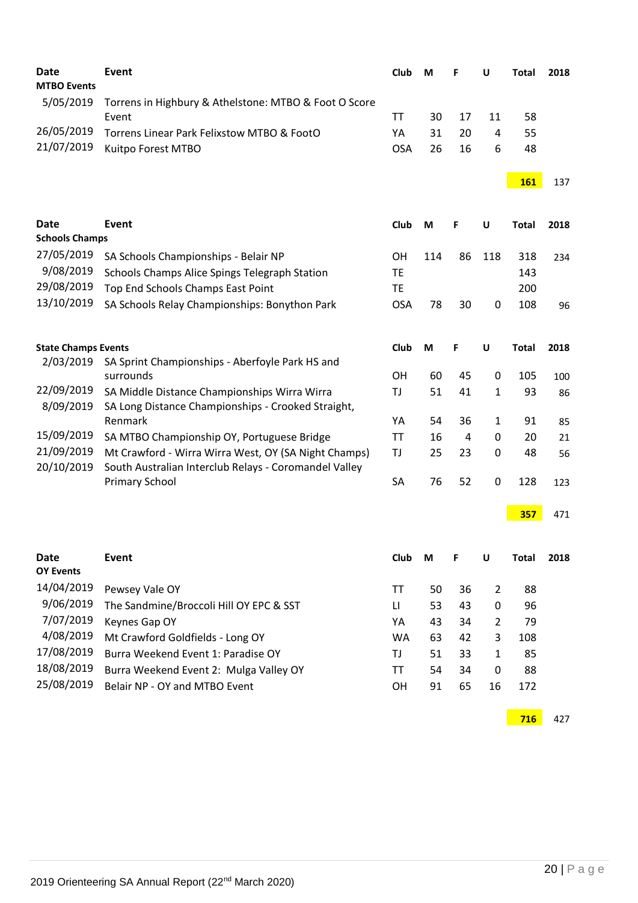| Date | Event | Club | M | F | U | Total | 2018 |
|---|---|---|---|---|---|---|---|
| **MTBO Events** | | | | | | | |
| 5/05/2019 | Torrens in Highbury & Athelstone: MTBO & Foot O Score Event | TT | 30 | 17 | 11 | 58 | |
| 26/05/2019 | Torrens Linear Park Felixstow MTBO & FootO | YA | 31 | 20 | 4 | 55 | |
| 21/07/2019 | Kuitpo Forest MTBO | OSA | 26 | 16 | 6 | 48 | |
| | | | | | | **161** | 137 |

| Date | Event | Club | M | F | U | Total | 2018 |
|---|---|---|---|---|---|---|---|
| **Schools Champs** | | | | | | | |
| 27/05/2019 | SA Schools Championships - Belair NP | OH | 114 | 86 | 118 | 318 | 234 |
| 9/08/2019 | Schools Champs Alice Spings Telegraph Station | TE | | | | 143 | |
| 29/08/2019 | Top End Schools Champs East Point | TE | | | | 200 | |
| 13/10/2019 | SA Schools Relay Championships: Bonython Park | OSA | 78 | 30 | 0 | 108 | 96 |

| **State Champs Events** | | Club | M | F | U | Total | 2018 |
|---|---|---|---|---|---|---|---|
| 2/03/2019 | SA Sprint Championships - Aberfoyle Park HS and surrounds | OH | 60 | 45 | 0 | 105 | 100 |
| 22/09/2019 | SA Middle Distance Championships Wirra Wirra | TJ | 51 | 41 | 1 | 93 | 86 |
| 8/09/2019 | SA Long Distance Championships - Crooked Straight, Renmark | YA | 54 | 36 | 1 | 91 | 85 |
| 15/09/2019 | SA MTBO Championship OY, Portuguese Bridge | TT | 16 | 4 | 0 | 20 | 21 |
| 21/09/2019 | Mt Crawford - Wirra Wirra West, OY (SA Night Champs) | TJ | 25 | 23 | 0 | 48 | 56 |
| 20/10/2019 | South Australian Interclub Relays - Coromandel Valley Primary School | SA | 76 | 52 | 0 | 128 | 123 |
| | | | | | | **357** | 471 |

| Date | Event | Club | M | F | U | Total | 2018 |
|---|---|---|---|---|---|---|---|
| **OY Events** | | | | | | | |
| 14/04/2019 | Pewsey Vale OY | TT | 50 | 36 | 2 | 88 | |
| 9/06/2019 | The Sandmine/Broccoli Hill OY EPC & SST | LI | 53 | 43 | 0 | 96 | |
| 7/07/2019 | Keynes Gap OY | YA | 43 | 34 | 2 | 79 | |
| 4/08/2019 | Mt Crawford Goldfields - Long OY | WA | 63 | 42 | 3 | 108 | |
| 17/08/2019 | Burra Weekend Event 1: Paradise OY | TJ | 51 | 33 | 1 | 85 | |
| 18/08/2019 | Burra Weekend Event 2: Mulga Valley OY | TT | 54 | 34 | 0 | 88 | |
| 25/08/2019 | Belair NP - OY and MTBO Event | OH | 91 | 65 | 16 | 172 | |
| | | | | | | **716** | 427 |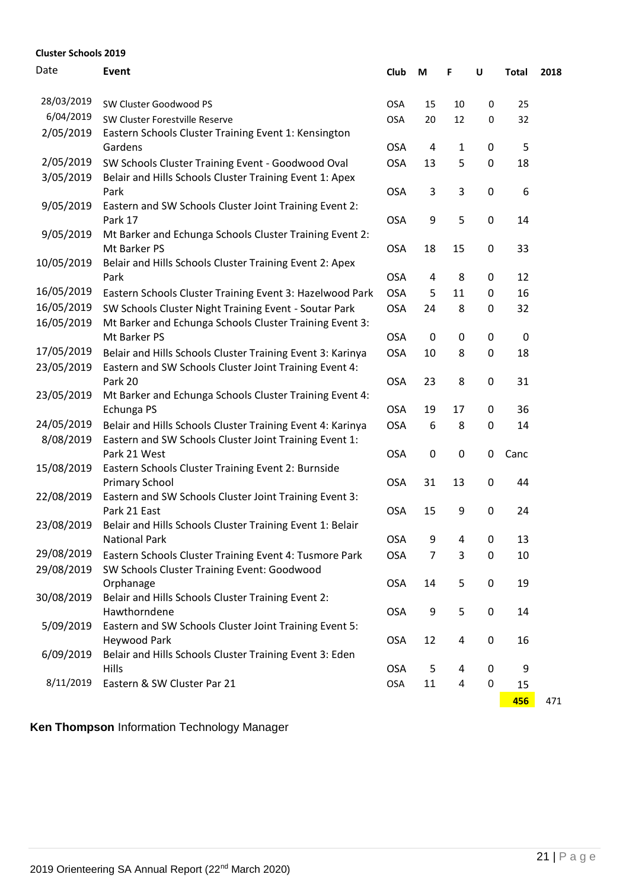**Cluster Schools 2019**

| Date | Event | Club | M | F | U | Total | 2018 |
|---|---|---|---|---|---|---|---|
| 28/03/2019 | SW Cluster Goodwood PS | OSA | 15 | 10 | 0 | 25 | |
| 6/04/2019 | SW Cluster Forestville Reserve | OSA | 20 | 12 | 0 | 32 | |
| 2/05/2019 | Eastern Schools Cluster Training Event 1: Kensington Gardens | OSA | 4 | 1 | 0 | 5 | |
| 2/05/2019 | SW Schools Cluster Training Event - Goodwood Oval | OSA | 13 | 5 | 0 | 18 | |
| 3/05/2019 | Belair and Hills Schools Cluster Training Event 1: Apex Park | OSA | 3 | 3 | 0 | 6 | |
| 9/05/2019 | Eastern and SW Schools Cluster Joint Training Event 2: Park 17 | OSA | 9 | 5 | 0 | 14 | |
| 9/05/2019 | Mt Barker and Echunga Schools Cluster Training Event 2: Mt Barker PS | OSA | 18 | 15 | 0 | 33 | |
| 10/05/2019 | Belair and Hills Schools Cluster Training Event 2: Apex Park | OSA | 4 | 8 | 0 | 12 | |
| 16/05/2019 | Eastern Schools Cluster Training Event 3: Hazelwood Park | OSA | 5 | 11 | 0 | 16 | |
| 16/05/2019 | SW Schools Cluster Night Training Event - Soutar Park | OSA | 24 | 8 | 0 | 32 | |
| 16/05/2019 | Mt Barker and Echunga Schools Cluster Training Event 3: Mt Barker PS | OSA | 0 | 0 | 0 | 0 | |
| 17/05/2019 | Belair and Hills Schools Cluster Training Event 3: Karinya | OSA | 10 | 8 | 0 | 18 | |
| 23/05/2019 | Eastern and SW Schools Cluster Joint Training Event 4: Park 20 | OSA | 23 | 8 | 0 | 31 | |
| 23/05/2019 | Mt Barker and Echunga Schools Cluster Training Event 4: Echunga PS | OSA | 19 | 17 | 0 | 36 | |
| 24/05/2019 | Belair and Hills Schools Cluster Training Event 4: Karinya | OSA | 6 | 8 | 0 | 14 | |
| 8/08/2019 | Eastern and SW Schools Cluster Joint Training Event 1: Park 21 West | OSA | 0 | 0 | 0 | Canc | |
| 15/08/2019 | Eastern Schools Cluster Training Event 2: Burnside Primary School | OSA | 31 | 13 | 0 | 44 | |
| 22/08/2019 | Eastern and SW Schools Cluster Joint Training Event 3: Park 21 East | OSA | 15 | 9 | 0 | 24 | |
| 23/08/2019 | Belair and Hills Schools Cluster Training Event 1: Belair National Park | OSA | 9 | 4 | 0 | 13 | |
| 29/08/2019 | Eastern Schools Cluster Training Event 4: Tusmore Park | OSA | 7 | 3 | 0 | 10 | |
| 29/08/2019 | SW Schools Cluster Training Event: Goodwood Orphanage | OSA | 14 | 5 | 0 | 19 | |
| 30/08/2019 | Belair and Hills Schools Cluster Training Event 2: Hawthorndene | OSA | 9 | 5 | 0 | 14 | |
| 5/09/2019 | Eastern and SW Schools Cluster Joint Training Event 5: Heywood Park | OSA | 12 | 4 | 0 | 16 | |
| 6/09/2019 | Belair and Hills Schools Cluster Training Event 3: Eden Hills | OSA | 5 | 4 | 0 | 9 | |
| 8/11/2019 | Eastern & SW Cluster Par 21 | OSA | 11 | 4 | 0 | 15 | |
| | | | | | | **456** | 471 |

**Ken Thompson** Information Technology Manager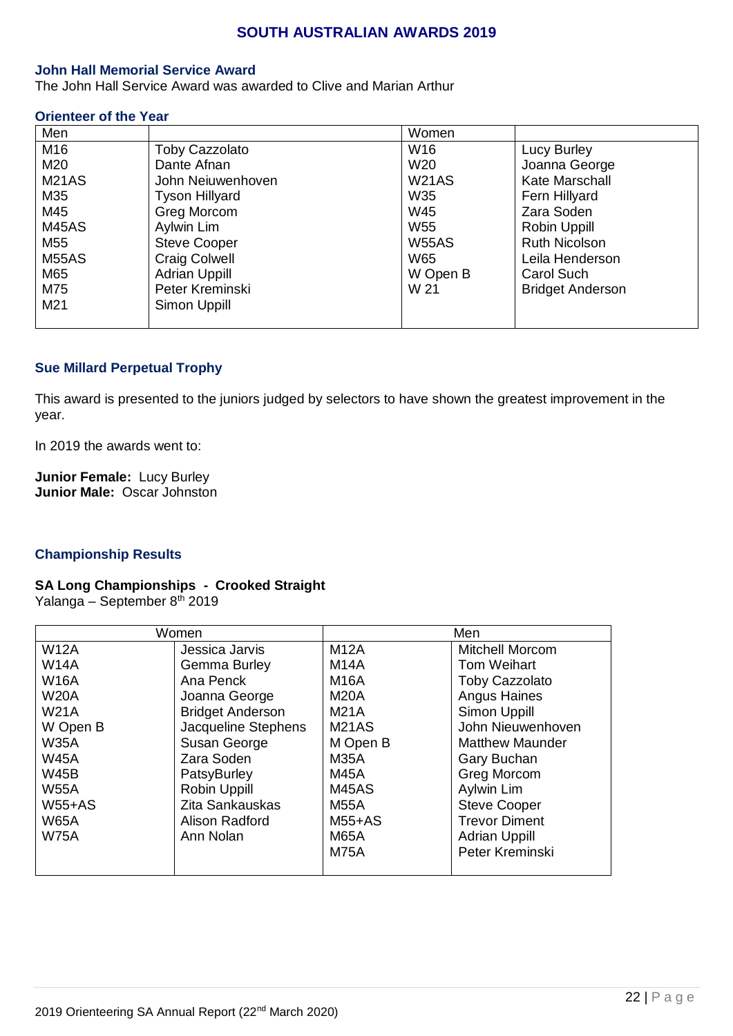# SOUTH AUSTRALIAN AWARDS 2019

## John Hall Memorial Service Award

The John Hall Service Award was awarded to Clive and Marian Arthur

## Orienteer of the Year

| Men | | Women | |
|---|---|---|---|
| M16 | Toby Cazzolato | W16 | Lucy Burley |
| M20 | Dante Afnan | W20 | Joanna George |
| M21AS | John Neiuwenhoven | W21AS | Kate Marschall |
| M35 | Tyson Hillyard | W35 | Fern Hillyard |
| M45 | Greg Morcom | W45 | Zara Soden |
| M45AS | Aylwin Lim | W55 | Robin Uppill |
| M55 | Steve Cooper | W55AS | Ruth Nicolson |
| M55AS | Craig Colwell | W65 | Leila Henderson |
| M65 | Adrian Uppill | W Open B | Carol Such |
| M75 | Peter Kreminski | W 21 | Bridget Anderson |
| M21 | Simon Uppill | | |

## Sue Millard Perpetual Trophy

This award is presented to the juniors judged by selectors to have shown the greatest improvement in the year.

In 2019 the awards went to:

**Junior Female:** Lucy Burley
**Junior Male:** Oscar Johnston

## Championship Results

### SA Long Championships - Crooked Straight

Yalanga – September 8th 2019

| Women | | Men | |
|---|---|---|---|
| W12A | Jessica Jarvis | M12A | Mitchell Morcom |
| W14A | Gemma Burley | M14A | Tom Weihart |
| W16A | Ana Penck | M16A | Toby Cazzolato |
| W20A | Joanna George | M20A | Angus Haines |
| W21A | Bridget Anderson | M21A | Simon Uppill |
| W Open B | Jacqueline Stephens | M21AS | John Nieuwenhoven |
| W35A | Susan George | M Open B | Matthew Maunder |
| W45A | Zara Soden | M35A | Gary Buchan |
| W45B | PatsyBurley | M45A | Greg Morcom |
| W55A | Robin Uppill | M45AS | Aylwin Lim |
| W55+AS | Zita Sankauskas | M55A | Steve Cooper |
| W65A | Alison Radford | M55+AS | Trevor Diment |
| W75A | Ann Nolan | M65A | Adrian Uppill |
| | | M75A | Peter Kreminski |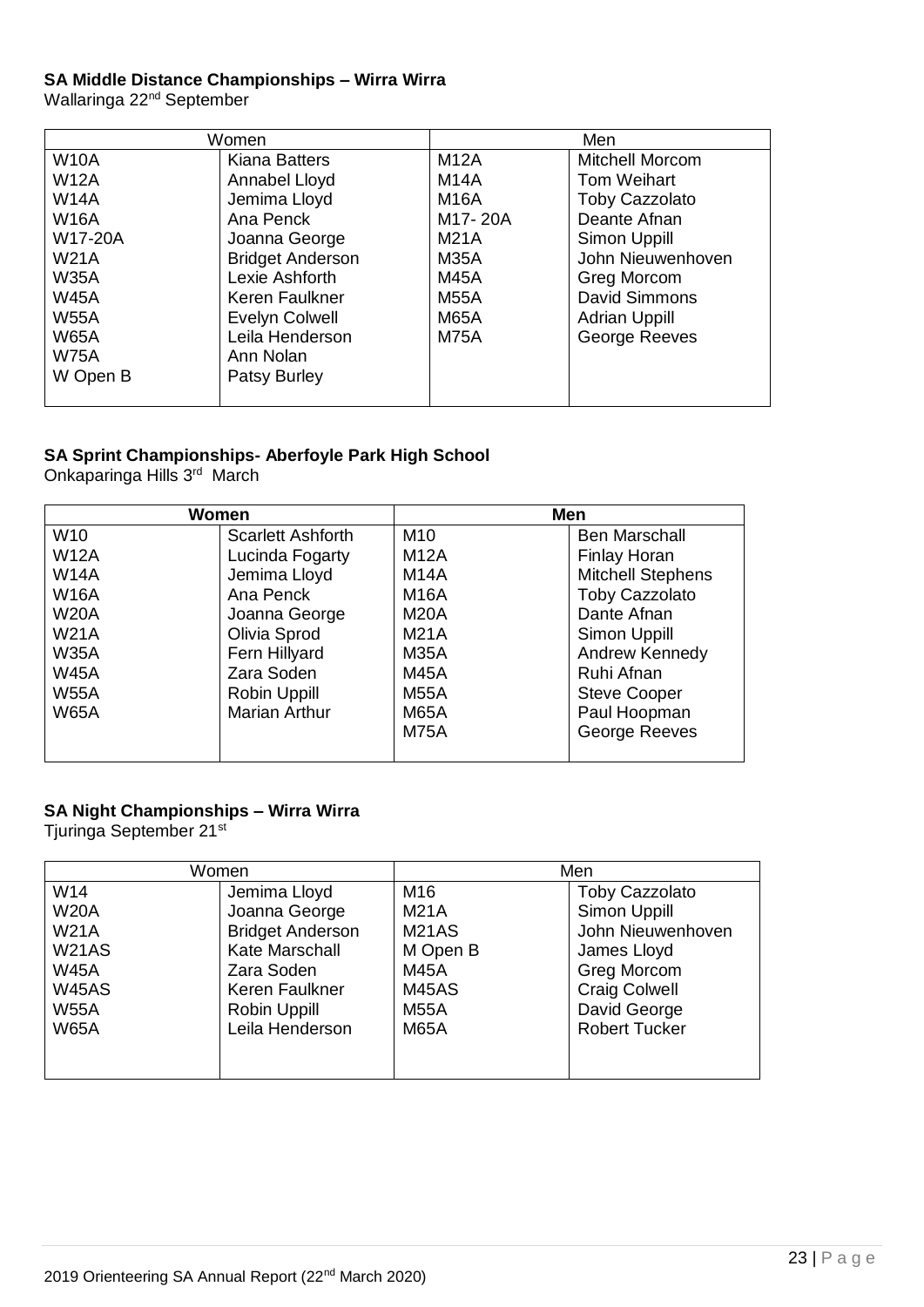**SA Middle Distance Championships – Wirra Wirra**

Wallaringa 22nd September

| Women | | Men | |
|---|---|---|---|
| W10A | Kiana Batters | M12A | Mitchell Morcom |
| W12A | Annabel Lloyd | M14A | Tom Weihart |
| W14A | Jemima Lloyd | M16A | Toby Cazzolato |
| W16A | Ana Penck | M17- 20A | Deante Afnan |
| W17-20A | Joanna George | M21A | Simon Uppill |
| W21A | Bridget Anderson | M35A | John Nieuwenhoven |
| W35A | Lexie Ashforth | M45A | Greg Morcom |
| W45A | Keren Faulkner | M55A | David Simmons |
| W55A | Evelyn Colwell | M65A | Adrian Uppill |
| W65A | Leila Henderson | M75A | George Reeves |
| W75A | Ann Nolan | | |
| W Open B | Patsy Burley | | |

**SA Sprint Championships- Aberfoyle Park High School**

Onkaparinga Hills 3rd March

| **Women** | | **Men** | |
|---|---|---|---|
| W10 | Scarlett Ashforth | M10 | Ben Marschall |
| W12A | Lucinda Fogarty | M12A | Finlay Horan |
| W14A | Jemima Lloyd | M14A | Mitchell Stephens |
| W16A | Ana Penck | M16A | Toby Cazzolato |
| W20A | Joanna George | M20A | Dante Afnan |
| W21A | Olivia Sprod | M21A | Simon Uppill |
| W35A | Fern Hillyard | M35A | Andrew Kennedy |
| W45A | Zara Soden | M45A | Ruhi Afnan |
| W55A | Robin Uppill | M55A | Steve Cooper |
| W65A | Marian Arthur | M65A | Paul Hoopman |
| | | M75A | George Reeves |

**SA Night Championships – Wirra Wirra**

Tjuringa September 21st

| Women | | Men | |
|---|---|---|---|
| W14 | Jemima Lloyd | M16 | Toby Cazzolato |
| W20A | Joanna George | M21A | Simon Uppill |
| W21A | Bridget Anderson | M21AS | John Nieuwenhoven |
| W21AS | Kate Marschall | M Open B | James Lloyd |
| W45A | Zara Soden | M45A | Greg Morcom |
| W45AS | Keren Faulkner | M45AS | Craig Colwell |
| W55A | Robin Uppill | M55A | David George |
| W65A | Leila Henderson | M65A | Robert Tucker |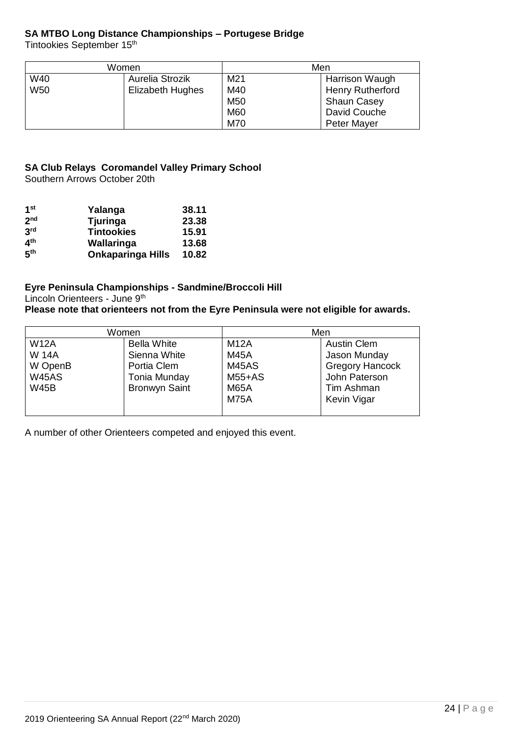**SA MTBO Long Distance Championships – Portugese Bridge**

Tintookies September 15th

| Women | | Men | |
|---|---|---|---|
| W40 | Aurelia Strozik | M21 | Harrison Waugh |
| W50 | Elizabeth Hughes | M40 | Henry Rutherford |
| | | M50 | Shaun Casey |
| | | M60 | David Couche |
| | | M70 | Peter Mayer |

**SA Club Relays Coromandel Valley Primary School**

Southern Arrows October 20th

| | | |
|---|---|---|
| **1st** | **Yalanga** | **38.11** |
| **2nd** | **Tjuringa** | **23.38** |
| **3rd** | **Tintookies** | **15.91** |
| **4th** | **Wallaringa** | **13.68** |
| **5th** | **Onkaparinga Hills** | **10.82** |

**Eyre Peninsula Championships - Sandmine/Broccoli Hill**

Lincoln Orienteers - June 9th

**Please note that orienteers not from the Eyre Peninsula were not eligible for awards.**

| Women | | Men | |
|---|---|---|---|
| W12A | Bella White | M12A | Austin Clem |
| W 14A | Sienna White | M45A | Jason Munday |
| W OpenB | Portia Clem | M45AS | Gregory Hancock |
| W45AS | Tonia Munday | M55+AS | John Paterson |
| W45B | Bronwyn Saint | M65A | Tim Ashman |
| | | M75A | Kevin Vigar |

A number of other Orienteers competed and enjoyed this event.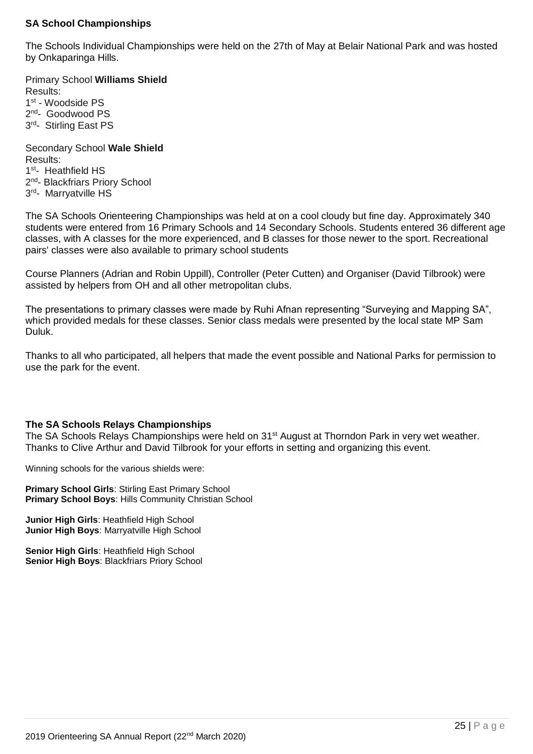## SA School Championships

The Schools Individual Championships were held on the 27th of May at Belair National Park and was hosted by Onkaparinga Hills.

Primary School **Williams Shield**
Results:
1st - Woodside PS
2nd- Goodwood PS
3rd- Stirling East PS

Secondary School **Wale Shield**
Results:
1st- Heathfield HS
2nd- Blackfriars Priory School
3rd- Marryatville HS

The SA Schools Orienteering Championships was held at on a cool cloudy but fine day. Approximately 340 students were entered from 16 Primary Schools and 14 Secondary Schools. Students entered 36 different age classes, with A classes for the more experienced, and B classes for those newer to the sport. Recreational pairs' classes were also available to primary school students

Course Planners (Adrian and Robin Uppill), Controller (Peter Cutten) and Organiser (David Tilbrook) were assisted by helpers from OH and all other metropolitan clubs.

The presentations to primary classes were made by Ruhi Afnan representing "Surveying and Mapping SA", which provided medals for these classes. Senior class medals were presented by the local state MP Sam Duluk.

Thanks to all who participated, all helpers that made the event possible and National Parks for permission to use the park for the event.

## The SA Schools Relays Championships

The SA Schools Relays Championships were held on 31st August at Thorndon Park in very wet weather. Thanks to Clive Arthur and David Tilbrook for your efforts in setting and organizing this event.

Winning schools for the various shields were:

**Primary School Girls**: Stirling East Primary School
**Primary School Boys**: Hills Community Christian School

**Junior High Girls**: Heathfield High School
**Junior High Boys**: Marryatville High School

**Senior High Girls**: Heathfield High School
**Senior High Boys**: Blackfriars Priory School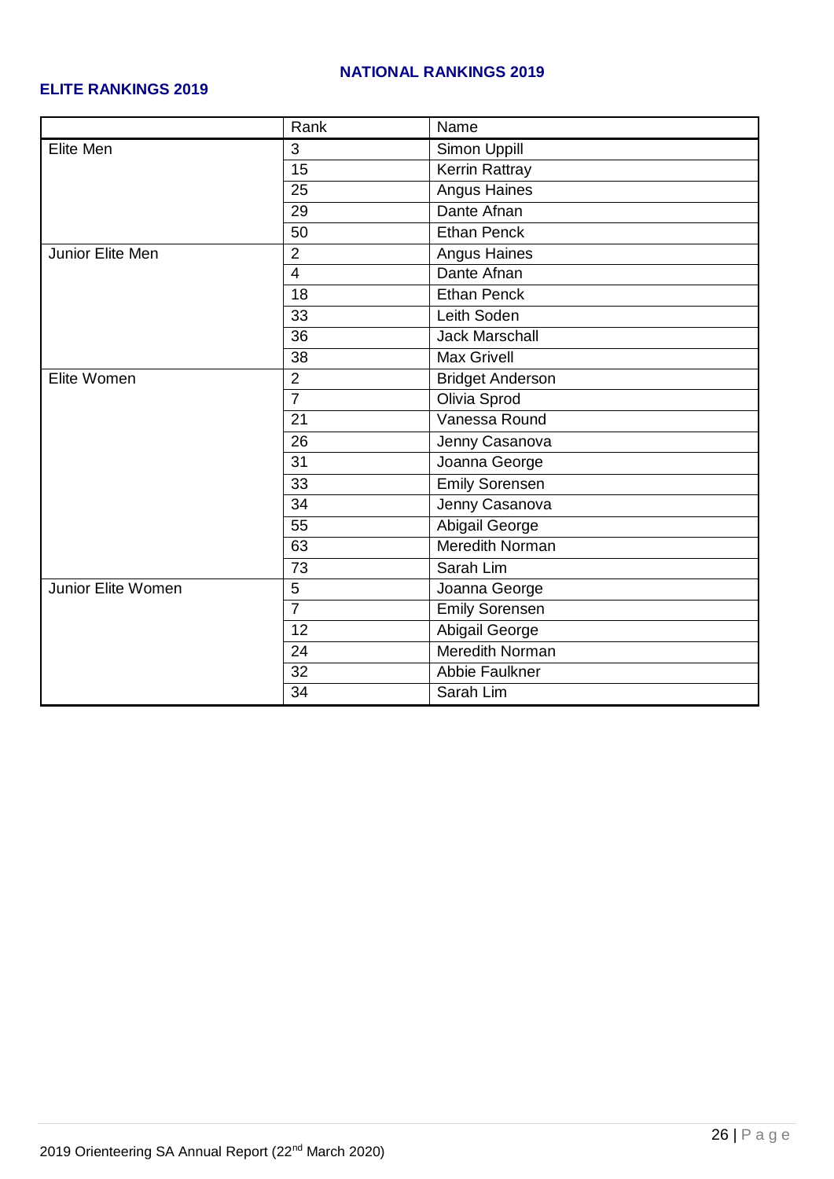## NATIONAL RANKINGS 2019

### ELITE RANKINGS 2019

| | Rank | Name |
|---|---|---|
| Elite Men | 3 | Simon Uppill |
| | 15 | Kerrin Rattray |
| | 25 | Angus Haines |
| | 29 | Dante Afnan |
| | 50 | Ethan Penck |
| Junior Elite Men | 2 | Angus Haines |
| | 4 | Dante Afnan |
| | 18 | Ethan Penck |
| | 33 | Leith Soden |
| | 36 | Jack Marschall |
| | 38 | Max Grivell |
| Elite Women | 2 | Bridget Anderson |
| | 7 | Olivia Sprod |
| | 21 | Vanessa Round |
| | 26 | Jenny Casanova |
| | 31 | Joanna George |
| | 33 | Emily Sorensen |
| | 34 | Jenny Casanova |
| | 55 | Abigail George |
| | 63 | Meredith Norman |
| | 73 | Sarah Lim |
| Junior Elite Women | 5 | Joanna George |
| | 7 | Emily Sorensen |
| | 12 | Abigail George |
| | 24 | Meredith Norman |
| | 32 | Abbie Faulkner |
| | 34 | Sarah Lim |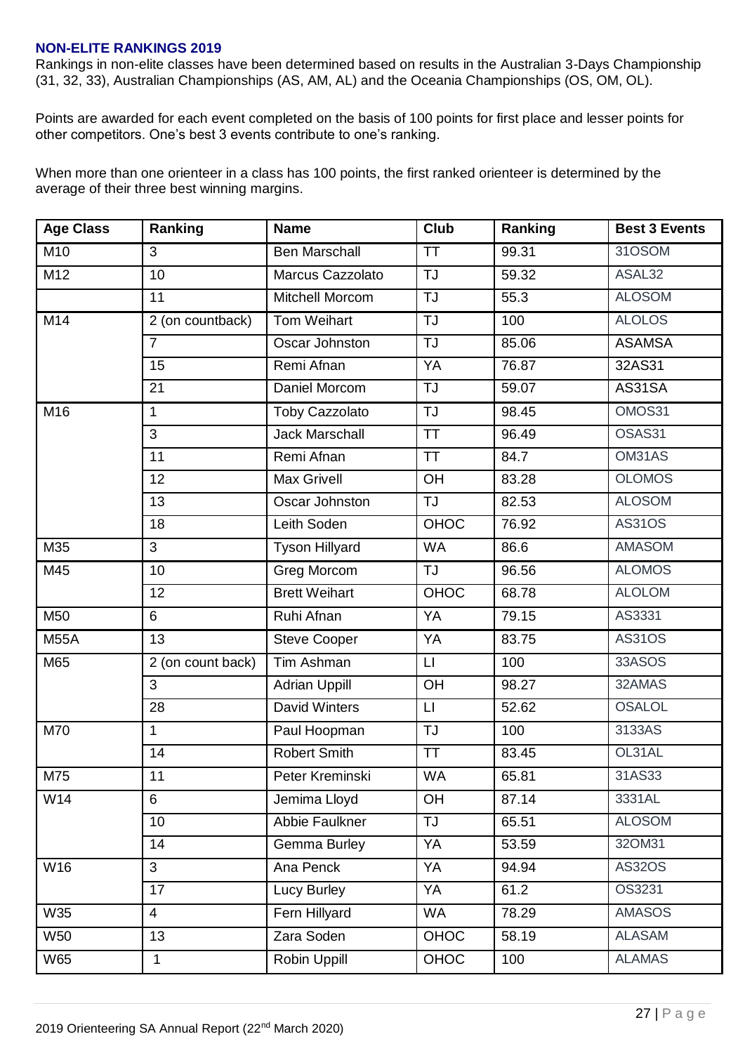## NON-ELITE RANKINGS 2019

Rankings in non-elite classes have been determined based on results in the Australian 3-Days Championship (31, 32, 33), Australian Championships (AS, AM, AL) and the Oceania Championships (OS, OM, OL).

Points are awarded for each event completed on the basis of 100 points for first place and lesser points for other competitors. One's best 3 events contribute to one's ranking.

When more than one orienteer in a class has 100 points, the first ranked orienteer is determined by the average of their three best winning margins.

| Age Class | Ranking | Name | Club | Ranking | Best 3 Events |
|---|---|---|---|---|---|
| M10 | 3 | Ben Marschall | TT | 99.31 | 31OSOM |
| M12 | 10 | Marcus Cazzolato | TJ | 59.32 | ASAL32 |
| | 11 | Mitchell Morcom | TJ | 55.3 | ALOSOM |
| M14 | 2 (on countback) | Tom Weihart | TJ | 100 | ALOLOS |
| | 7 | Oscar Johnston | TJ | 85.06 | ASAMSA |
| | 15 | Remi Afnan | YA | 76.87 | 32AS31 |
| | 21 | Daniel Morcom | TJ | 59.07 | AS31SA |
| M16 | 1 | Toby Cazzolato | TJ | 98.45 | OMOS31 |
| | 3 | Jack Marschall | TT | 96.49 | OSAS31 |
| | 11 | Remi Afnan | TT | 84.7 | OM31AS |
| | 12 | Max Grivell | OH | 83.28 | OLOMOS |
| | 13 | Oscar Johnston | TJ | 82.53 | ALOSOM |
| | 18 | Leith Soden | OHOC | 76.92 | AS31OS |
| M35 | 3 | Tyson Hillyard | WA | 86.6 | AMASOM |
| M45 | 10 | Greg Morcom | TJ | 96.56 | ALOMOS |
| | 12 | Brett Weihart | OHOC | 68.78 | ALOLOM |
| M50 | 6 | Ruhi Afnan | YA | 79.15 | AS3331 |
| M55A | 13 | Steve Cooper | YA | 83.75 | AS31OS |
| M65 | 2 (on count back) | Tim Ashman | LI | 100 | 33ASOS |
| | 3 | Adrian Uppill | OH | 98.27 | 32AMAS |
| | 28 | David Winters | LI | 52.62 | OSALOL |
| M70 | 1 | Paul Hoopman | TJ | 100 | 3133AS |
| | 14 | Robert Smith | TT | 83.45 | OL31AL |
| M75 | 11 | Peter Kreminski | WA | 65.81 | 31AS33 |
| W14 | 6 | Jemima Lloyd | OH | 87.14 | 3331AL |
| | 10 | Abbie Faulkner | TJ | 65.51 | ALOSOM |
| | 14 | Gemma Burley | YA | 53.59 | 32OM31 |
| W16 | 3 | Ana Penck | YA | 94.94 | AS32OS |
| | 17 | Lucy Burley | YA | 61.2 | OS3231 |
| W35 | 4 | Fern Hillyard | WA | 78.29 | AMASOS |
| W50 | 13 | Zara Soden | OHOC | 58.19 | ALASAM |
| W65 | 1 | Robin Uppill | OHOC | 100 | ALAMAS |